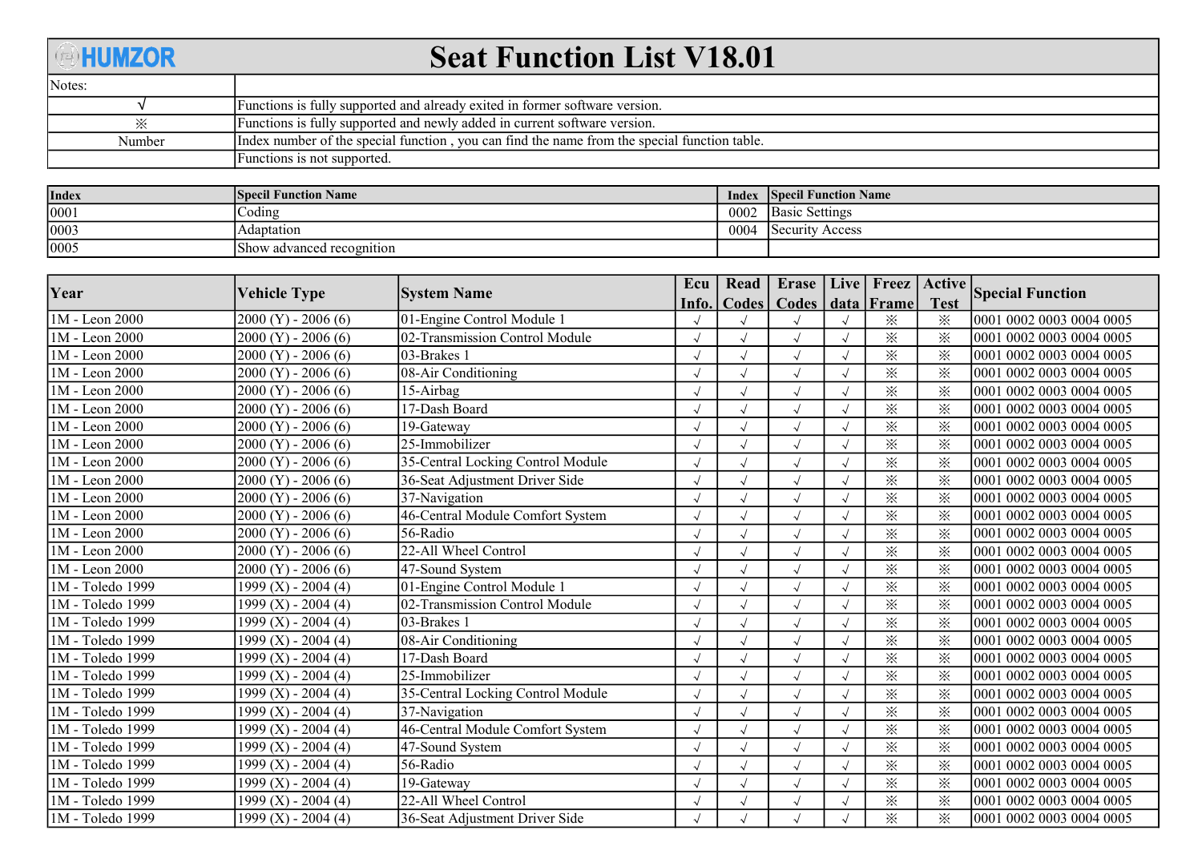# HUMZOR Seat Function List V18.01

| Notes: | |
|---|---|
| √ | Functions is fully supported and already exited in former software version. |
| ※ | Functions is fully supported and newly added in current software version. |
| Number | Index number of the special function , you can find the name from the special function table. |
| | Functions is not supported. |

| Index | Specil Function Name | Index | Specil Function Name |
|---|---|---|---|
| 0001 | Coding | 0002 | Basic Settings |
| 0003 | Adaptation | 0004 | Security Access |
| 0005 | Show advanced recognition | | |

| Year | Vehicle Type | System Name | Ecu Info. | Read Codes | Erase Codes | Live data | Freez Frame | Active Test | Special Function |
|---|---|---|---|---|---|---|---|---|---|
| 1M - Leon 2000 | 2000 (Y) - 2006 (6) | 01-Engine Control Module 1 | √ | √ | √ | √ | ※ | ※ | 0001 0002 0003 0004 0005 |
| 1M - Leon 2000 | 2000 (Y) - 2006 (6) | 02-Transmission Control Module | √ | √ | √ | √ | ※ | ※ | 0001 0002 0003 0004 0005 |
| 1M - Leon 2000 | 2000 (Y) - 2006 (6) | 03-Brakes 1 | √ | √ | √ | √ | ※ | ※ | 0001 0002 0003 0004 0005 |
| 1M - Leon 2000 | 2000 (Y) - 2006 (6) | 08-Air Conditioning | √ | √ | √ | √ | ※ | ※ | 0001 0002 0003 0004 0005 |
| 1M - Leon 2000 | 2000 (Y) - 2006 (6) | 15-Airbag | √ | √ | √ | √ | ※ | ※ | 0001 0002 0003 0004 0005 |
| 1M - Leon 2000 | 2000 (Y) - 2006 (6) | 17-Dash Board | √ | √ | √ | √ | ※ | ※ | 0001 0002 0003 0004 0005 |
| 1M - Leon 2000 | 2000 (Y) - 2006 (6) | 19-Gateway | √ | √ | √ | √ | ※ | ※ | 0001 0002 0003 0004 0005 |
| 1M - Leon 2000 | 2000 (Y) - 2006 (6) | 25-Immobilizer | √ | √ | √ | √ | ※ | ※ | 0001 0002 0003 0004 0005 |
| 1M - Leon 2000 | 2000 (Y) - 2006 (6) | 35-Central Locking Control Module | √ | √ | √ | √ | ※ | ※ | 0001 0002 0003 0004 0005 |
| 1M - Leon 2000 | 2000 (Y) - 2006 (6) | 36-Seat Adjustment Driver Side | √ | √ | √ | √ | ※ | ※ | 0001 0002 0003 0004 0005 |
| 1M - Leon 2000 | 2000 (Y) - 2006 (6) | 37-Navigation | √ | √ | √ | √ | ※ | ※ | 0001 0002 0003 0004 0005 |
| 1M - Leon 2000 | 2000 (Y) - 2006 (6) | 46-Central Module Comfort System | √ | √ | √ | √ | ※ | ※ | 0001 0002 0003 0004 0005 |
| 1M - Leon 2000 | 2000 (Y) - 2006 (6) | 56-Radio | √ | √ | √ | √ | ※ | ※ | 0001 0002 0003 0004 0005 |
| 1M - Leon 2000 | 2000 (Y) - 2006 (6) | 22-All Wheel Control | √ | √ | √ | √ | ※ | ※ | 0001 0002 0003 0004 0005 |
| 1M - Leon 2000 | 2000 (Y) - 2006 (6) | 47-Sound System | √ | √ | √ | √ | ※ | ※ | 0001 0002 0003 0004 0005 |
| 1M - Toledo 1999 | 1999 (X) - 2004 (4) | 01-Engine Control Module 1 | √ | √ | √ | √ | ※ | ※ | 0001 0002 0003 0004 0005 |
| 1M - Toledo 1999 | 1999 (X) - 2004 (4) | 02-Transmission Control Module | √ | √ | √ | √ | ※ | ※ | 0001 0002 0003 0004 0005 |
| 1M - Toledo 1999 | 1999 (X) - 2004 (4) | 03-Brakes 1 | √ | √ | √ | √ | ※ | ※ | 0001 0002 0003 0004 0005 |
| 1M - Toledo 1999 | 1999 (X) - 2004 (4) | 08-Air Conditioning | √ | √ | √ | √ | ※ | ※ | 0001 0002 0003 0004 0005 |
| 1M - Toledo 1999 | 1999 (X) - 2004 (4) | 17-Dash Board | √ | √ | √ | √ | ※ | ※ | 0001 0002 0003 0004 0005 |
| 1M - Toledo 1999 | 1999 (X) - 2004 (4) | 25-Immobilizer | √ | √ | √ | √ | ※ | ※ | 0001 0002 0003 0004 0005 |
| 1M - Toledo 1999 | 1999 (X) - 2004 (4) | 35-Central Locking Control Module | √ | √ | √ | √ | ※ | ※ | 0001 0002 0003 0004 0005 |
| 1M - Toledo 1999 | 1999 (X) - 2004 (4) | 37-Navigation | √ | √ | √ | √ | ※ | ※ | 0001 0002 0003 0004 0005 |
| 1M - Toledo 1999 | 1999 (X) - 2004 (4) | 46-Central Module Comfort System | √ | √ | √ | √ | ※ | ※ | 0001 0002 0003 0004 0005 |
| 1M - Toledo 1999 | 1999 (X) - 2004 (4) | 47-Sound System | √ | √ | √ | √ | ※ | ※ | 0001 0002 0003 0004 0005 |
| 1M - Toledo 1999 | 1999 (X) - 2004 (4) | 56-Radio | √ | √ | √ | √ | ※ | ※ | 0001 0002 0003 0004 0005 |
| 1M - Toledo 1999 | 1999 (X) - 2004 (4) | 19-Gateway | √ | √ | √ | √ | ※ | ※ | 0001 0002 0003 0004 0005 |
| 1M - Toledo 1999 | 1999 (X) - 2004 (4) | 22-All Wheel Control | √ | √ | √ | √ | ※ | ※ | 0001 0002 0003 0004 0005 |
| 1M - Toledo 1999 | 1999 (X) - 2004 (4) | 36-Seat Adjustment Driver Side | √ | √ | √ | √ | ※ | ※ | 0001 0002 0003 0004 0005 |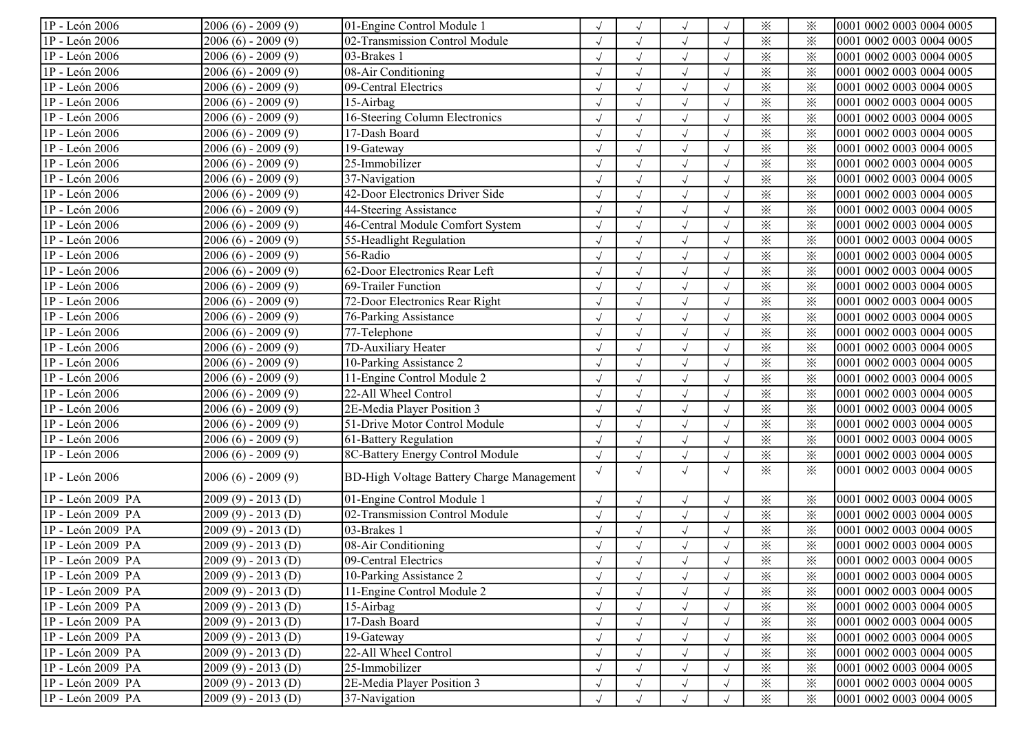| 1P - León 2006 | 2006 (6) - 2009 (9) | 01-Engine Control Module 1 | √ | √ | √ | √ | ※ | ※ | 0001 0002 0003 0004 0005 |
|---|---|---|---|---|---|---|---|---|---|
| 1P - León 2006 | 2006 (6) - 2009 (9) | 02-Transmission Control Module | √ | √ | √ | √ | ※ | ※ | 0001 0002 0003 0004 0005 |
| 1P - León 2006 | 2006 (6) - 2009 (9) | 03-Brakes 1 | √ | √ | √ | √ | ※ | ※ | 0001 0002 0003 0004 0005 |
| 1P - León 2006 | 2006 (6) - 2009 (9) | 08-Air Conditioning | √ | √ | √ | √ | ※ | ※ | 0001 0002 0003 0004 0005 |
| 1P - León 2006 | 2006 (6) - 2009 (9) | 09-Central Electrics | √ | √ | √ | √ | ※ | ※ | 0001 0002 0003 0004 0005 |
| 1P - León 2006 | 2006 (6) - 2009 (9) | 15-Airbag | √ | √ | √ | √ | ※ | ※ | 0001 0002 0003 0004 0005 |
| 1P - León 2006 | 2006 (6) - 2009 (9) | 16-Steering Column Electronics | √ | √ | √ | √ | ※ | ※ | 0001 0002 0003 0004 0005 |
| 1P - León 2006 | 2006 (6) - 2009 (9) | 17-Dash Board | √ | √ | √ | √ | ※ | ※ | 0001 0002 0003 0004 0005 |
| 1P - León 2006 | 2006 (6) - 2009 (9) | 19-Gateway | √ | √ | √ | √ | ※ | ※ | 0001 0002 0003 0004 0005 |
| 1P - León 2006 | 2006 (6) - 2009 (9) | 25-Immobilizer | √ | √ | √ | √ | ※ | ※ | 0001 0002 0003 0004 0005 |
| 1P - León 2006 | 2006 (6) - 2009 (9) | 37-Navigation | √ | √ | √ | √ | ※ | ※ | 0001 0002 0003 0004 0005 |
| 1P - León 2006 | 2006 (6) - 2009 (9) | 42-Door Electronics Driver Side | √ | √ | √ | √ | ※ | ※ | 0001 0002 0003 0004 0005 |
| 1P - León 2006 | 2006 (6) - 2009 (9) | 44-Steering Assistance | √ | √ | √ | √ | ※ | ※ | 0001 0002 0003 0004 0005 |
| 1P - León 2006 | 2006 (6) - 2009 (9) | 46-Central Module Comfort System | √ | √ | √ | √ | ※ | ※ | 0001 0002 0003 0004 0005 |
| 1P - León 2006 | 2006 (6) - 2009 (9) | 55-Headlight Regulation | √ | √ | √ | √ | ※ | ※ | 0001 0002 0003 0004 0005 |
| 1P - León 2006 | 2006 (6) - 2009 (9) | 56-Radio | √ | √ | √ | √ | ※ | ※ | 0001 0002 0003 0004 0005 |
| 1P - León 2006 | 2006 (6) - 2009 (9) | 62-Door Electronics Rear Left | √ | √ | √ | √ | ※ | ※ | 0001 0002 0003 0004 0005 |
| 1P - León 2006 | 2006 (6) - 2009 (9) | 69-Trailer Function | √ | √ | √ | √ | ※ | ※ | 0001 0002 0003 0004 0005 |
| 1P - León 2006 | 2006 (6) - 2009 (9) | 72-Door Electronics Rear Right | √ | √ | √ | √ | ※ | ※ | 0001 0002 0003 0004 0005 |
| 1P - León 2006 | 2006 (6) - 2009 (9) | 76-Parking Assistance | √ | √ | √ | √ | ※ | ※ | 0001 0002 0003 0004 0005 |
| 1P - León 2006 | 2006 (6) - 2009 (9) | 77-Telephone | √ | √ | √ | √ | ※ | ※ | 0001 0002 0003 0004 0005 |
| 1P - León 2006 | 2006 (6) - 2009 (9) | 7D-Auxiliary Heater | √ | √ | √ | √ | ※ | ※ | 0001 0002 0003 0004 0005 |
| 1P - León 2006 | 2006 (6) - 2009 (9) | 10-Parking Assistance 2 | √ | √ | √ | √ | ※ | ※ | 0001 0002 0003 0004 0005 |
| 1P - León 2006 | 2006 (6) - 2009 (9) | 11-Engine Control Module 2 | √ | √ | √ | √ | ※ | ※ | 0001 0002 0003 0004 0005 |
| 1P - León 2006 | 2006 (6) - 2009 (9) | 22-All Wheel Control | √ | √ | √ | √ | ※ | ※ | 0001 0002 0003 0004 0005 |
| 1P - León 2006 | 2006 (6) - 2009 (9) | 2E-Media Player Position 3 | √ | √ | √ | √ | ※ | ※ | 0001 0002 0003 0004 0005 |
| 1P - León 2006 | 2006 (6) - 2009 (9) | 51-Drive Motor Control Module | √ | √ | √ | √ | ※ | ※ | 0001 0002 0003 0004 0005 |
| 1P - León 2006 | 2006 (6) - 2009 (9) | 61-Battery Regulation | √ | √ | √ | √ | ※ | ※ | 0001 0002 0003 0004 0005 |
| 1P - León 2006 | 2006 (6) - 2009 (9) | 8C-Battery Energy Control Module | √ | √ | √ | √ | ※ | ※ | 0001 0002 0003 0004 0005 |
| 1P - León 2006 | 2006 (6) - 2009 (9) | BD-High Voltage Battery Charge Management | √ | √ | √ | √ | ※ | ※ | 0001 0002 0003 0004 0005 |
| 1P - León 2009 PA | 2009 (9) - 2013 (D) | 01-Engine Control Module 1 | √ | √ | √ | √ | ※ | ※ | 0001 0002 0003 0004 0005 |
| 1P - León 2009 PA | 2009 (9) - 2013 (D) | 02-Transmission Control Module | √ | √ | √ | √ | ※ | ※ | 0001 0002 0003 0004 0005 |
| 1P - León 2009 PA | 2009 (9) - 2013 (D) | 03-Brakes 1 | √ | √ | √ | √ | ※ | ※ | 0001 0002 0003 0004 0005 |
| 1P - León 2009 PA | 2009 (9) - 2013 (D) | 08-Air Conditioning | √ | √ | √ | √ | ※ | ※ | 0001 0002 0003 0004 0005 |
| 1P - León 2009 PA | 2009 (9) - 2013 (D) | 09-Central Electrics | √ | √ | √ | √ | ※ | ※ | 0001 0002 0003 0004 0005 |
| 1P - León 2009 PA | 2009 (9) - 2013 (D) | 10-Parking Assistance 2 | √ | √ | √ | √ | ※ | ※ | 0001 0002 0003 0004 0005 |
| 1P - León 2009 PA | 2009 (9) - 2013 (D) | 11-Engine Control Module 2 | √ | √ | √ | √ | ※ | ※ | 0001 0002 0003 0004 0005 |
| 1P - León 2009 PA | 2009 (9) - 2013 (D) | 15-Airbag | √ | √ | √ | √ | ※ | ※ | 0001 0002 0003 0004 0005 |
| 1P - León 2009 PA | 2009 (9) - 2013 (D) | 17-Dash Board | √ | √ | √ | √ | ※ | ※ | 0001 0002 0003 0004 0005 |
| 1P - León 2009 PA | 2009 (9) - 2013 (D) | 19-Gateway | √ | √ | √ | √ | ※ | ※ | 0001 0002 0003 0004 0005 |
| 1P - León 2009 PA | 2009 (9) - 2013 (D) | 22-All Wheel Control | √ | √ | √ | √ | ※ | ※ | 0001 0002 0003 0004 0005 |
| 1P - León 2009 PA | 2009 (9) - 2013 (D) | 25-Immobilizer | √ | √ | √ | √ | ※ | ※ | 0001 0002 0003 0004 0005 |
| 1P - León 2009 PA | 2009 (9) - 2013 (D) | 2E-Media Player Position 3 | √ | √ | √ | √ | ※ | ※ | 0001 0002 0003 0004 0005 |
| 1P - León 2009 PA | 2009 (9) - 2013 (D) | 37-Navigation | √ | √ | √ | √ | ※ | ※ | 0001 0002 0003 0004 0005 |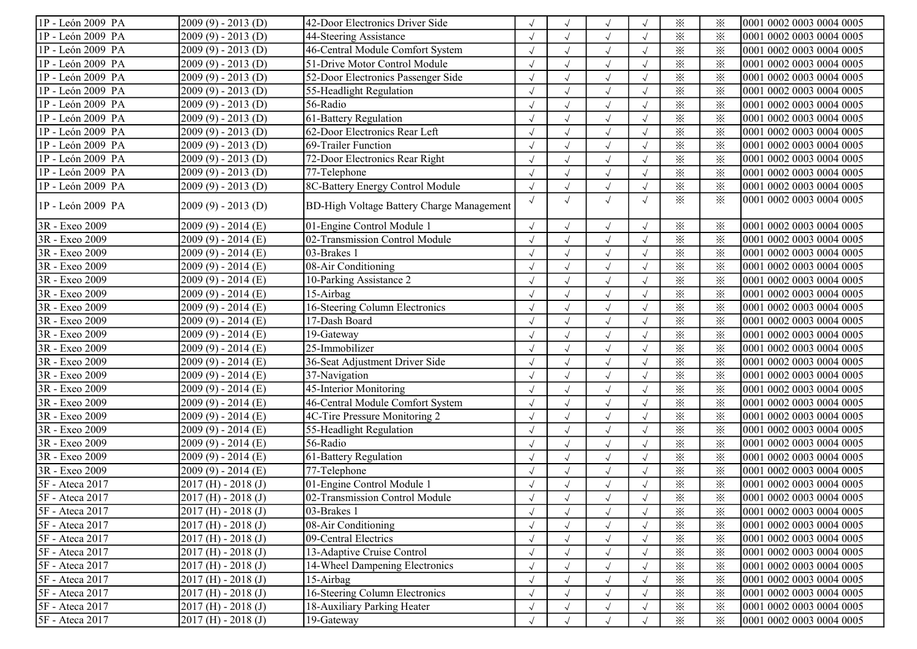| | | | | | | | | | |
|---|---|---|---|---|---|---|---|---|---|
| 1P - León 2009 PA | 2009 (9) - 2013 (D) | 42-Door Electronics Driver Side | √ | √ | √ | √ | ※ | ※ | 0001 0002 0003 0004 0005 |
| 1P - León 2009 PA | 2009 (9) - 2013 (D) | 44-Steering Assistance | √ | √ | √ | √ | ※ | ※ | 0001 0002 0003 0004 0005 |
| 1P - León 2009 PA | 2009 (9) - 2013 (D) | 46-Central Module Comfort System | √ | √ | √ | √ | ※ | ※ | 0001 0002 0003 0004 0005 |
| 1P - León 2009 PA | 2009 (9) - 2013 (D) | 51-Drive Motor Control Module | √ | √ | √ | √ | ※ | ※ | 0001 0002 0003 0004 0005 |
| 1P - León 2009 PA | 2009 (9) - 2013 (D) | 52-Door Electronics Passenger Side | √ | √ | √ | √ | ※ | ※ | 0001 0002 0003 0004 0005 |
| 1P - León 2009 PA | 2009 (9) - 2013 (D) | 55-Headlight Regulation | √ | √ | √ | √ | ※ | ※ | 0001 0002 0003 0004 0005 |
| 1P - León 2009 PA | 2009 (9) - 2013 (D) | 56-Radio | √ | √ | √ | √ | ※ | ※ | 0001 0002 0003 0004 0005 |
| 1P - León 2009 PA | 2009 (9) - 2013 (D) | 61-Battery Regulation | √ | √ | √ | √ | ※ | ※ | 0001 0002 0003 0004 0005 |
| 1P - León 2009 PA | 2009 (9) - 2013 (D) | 62-Door Electronics Rear Left | √ | √ | √ | √ | ※ | ※ | 0001 0002 0003 0004 0005 |
| 1P - León 2009 PA | 2009 (9) - 2013 (D) | 69-Trailer Function | √ | √ | √ | √ | ※ | ※ | 0001 0002 0003 0004 0005 |
| 1P - León 2009 PA | 2009 (9) - 2013 (D) | 72-Door Electronics Rear Right | √ | √ | √ | √ | ※ | ※ | 0001 0002 0003 0004 0005 |
| 1P - León 2009 PA | 2009 (9) - 2013 (D) | 77-Telephone | √ | √ | √ | √ | ※ | ※ | 0001 0002 0003 0004 0005 |
| 1P - León 2009 PA | 2009 (9) - 2013 (D) | 8C-Battery Energy Control Module | √ | √ | √ | √ | ※ | ※ | 0001 0002 0003 0004 0005 |
| 1P - León 2009 PA | 2009 (9) - 2013 (D) | BD-High Voltage Battery Charge Management | √ | √ | √ | √ | ※ | ※ | 0001 0002 0003 0004 0005 |
| 3R - Exeo 2009 | 2009 (9) - 2014 (E) | 01-Engine Control Module 1 | √ | √ | √ | √ | ※ | ※ | 0001 0002 0003 0004 0005 |
| 3R - Exeo 2009 | 2009 (9) - 2014 (E) | 02-Transmission Control Module | √ | √ | √ | √ | ※ | ※ | 0001 0002 0003 0004 0005 |
| 3R - Exeo 2009 | 2009 (9) - 2014 (E) | 03-Brakes 1 | √ | √ | √ | √ | ※ | ※ | 0001 0002 0003 0004 0005 |
| 3R - Exeo 2009 | 2009 (9) - 2014 (E) | 08-Air Conditioning | √ | √ | √ | √ | ※ | ※ | 0001 0002 0003 0004 0005 |
| 3R - Exeo 2009 | 2009 (9) - 2014 (E) | 10-Parking Assistance 2 | √ | √ | √ | √ | ※ | ※ | 0001 0002 0003 0004 0005 |
| 3R - Exeo 2009 | 2009 (9) - 2014 (E) | 15-Airbag | √ | √ | √ | √ | ※ | ※ | 0001 0002 0003 0004 0005 |
| 3R - Exeo 2009 | 2009 (9) - 2014 (E) | 16-Steering Column Electronics | √ | √ | √ | √ | ※ | ※ | 0001 0002 0003 0004 0005 |
| 3R - Exeo 2009 | 2009 (9) - 2014 (E) | 17-Dash Board | √ | √ | √ | √ | ※ | ※ | 0001 0002 0003 0004 0005 |
| 3R - Exeo 2009 | 2009 (9) - 2014 (E) | 19-Gateway | √ | √ | √ | √ | ※ | ※ | 0001 0002 0003 0004 0005 |
| 3R - Exeo 2009 | 2009 (9) - 2014 (E) | 25-Immobilizer | √ | √ | √ | √ | ※ | ※ | 0001 0002 0003 0004 0005 |
| 3R - Exeo 2009 | 2009 (9) - 2014 (E) | 36-Seat Adjustment Driver Side | √ | √ | √ | √ | ※ | ※ | 0001 0002 0003 0004 0005 |
| 3R - Exeo 2009 | 2009 (9) - 2014 (E) | 37-Navigation | √ | √ | √ | √ | ※ | ※ | 0001 0002 0003 0004 0005 |
| 3R - Exeo 2009 | 2009 (9) - 2014 (E) | 45-Interior Monitoring | √ | √ | √ | √ | ※ | ※ | 0001 0002 0003 0004 0005 |
| 3R - Exeo 2009 | 2009 (9) - 2014 (E) | 46-Central Module Comfort System | √ | √ | √ | √ | ※ | ※ | 0001 0002 0003 0004 0005 |
| 3R - Exeo 2009 | 2009 (9) - 2014 (E) | 4C-Tire Pressure Monitoring 2 | √ | √ | √ | √ | ※ | ※ | 0001 0002 0003 0004 0005 |
| 3R - Exeo 2009 | 2009 (9) - 2014 (E) | 55-Headlight Regulation | √ | √ | √ | √ | ※ | ※ | 0001 0002 0003 0004 0005 |
| 3R - Exeo 2009 | 2009 (9) - 2014 (E) | 56-Radio | √ | √ | √ | √ | ※ | ※ | 0001 0002 0003 0004 0005 |
| 3R - Exeo 2009 | 2009 (9) - 2014 (E) | 61-Battery Regulation | √ | √ | √ | √ | ※ | ※ | 0001 0002 0003 0004 0005 |
| 3R - Exeo 2009 | 2009 (9) - 2014 (E) | 77-Telephone | √ | √ | √ | √ | ※ | ※ | 0001 0002 0003 0004 0005 |
| 5F - Ateca 2017 | 2017 (H) - 2018 (J) | 01-Engine Control Module 1 | √ | √ | √ | √ | ※ | ※ | 0001 0002 0003 0004 0005 |
| 5F - Ateca 2017 | 2017 (H) - 2018 (J) | 02-Transmission Control Module | √ | √ | √ | √ | ※ | ※ | 0001 0002 0003 0004 0005 |
| 5F - Ateca 2017 | 2017 (H) - 2018 (J) | 03-Brakes 1 | √ | √ | √ | √ | ※ | ※ | 0001 0002 0003 0004 0005 |
| 5F - Ateca 2017 | 2017 (H) - 2018 (J) | 08-Air Conditioning | √ | √ | √ | √ | ※ | ※ | 0001 0002 0003 0004 0005 |
| 5F - Ateca 2017 | 2017 (H) - 2018 (J) | 09-Central Electrics | √ | √ | √ | √ | ※ | ※ | 0001 0002 0003 0004 0005 |
| 5F - Ateca 2017 | 2017 (H) - 2018 (J) | 13-Adaptive Cruise Control | √ | √ | √ | √ | ※ | ※ | 0001 0002 0003 0004 0005 |
| 5F - Ateca 2017 | 2017 (H) - 2018 (J) | 14-Wheel Dampening Electronics | √ | √ | √ | √ | ※ | ※ | 0001 0002 0003 0004 0005 |
| 5F - Ateca 2017 | 2017 (H) - 2018 (J) | 15-Airbag | √ | √ | √ | √ | ※ | ※ | 0001 0002 0003 0004 0005 |
| 5F - Ateca 2017 | 2017 (H) - 2018 (J) | 16-Steering Column Electronics | √ | √ | √ | √ | ※ | ※ | 0001 0002 0003 0004 0005 |
| 5F - Ateca 2017 | 2017 (H) - 2018 (J) | 18-Auxiliary Parking Heater | √ | √ | √ | √ | ※ | ※ | 0001 0002 0003 0004 0005 |
| 5F - Ateca 2017 | 2017 (H) - 2018 (J) | 19-Gateway | √ | √ | √ | √ | ※ | ※ | 0001 0002 0003 0004 0005 |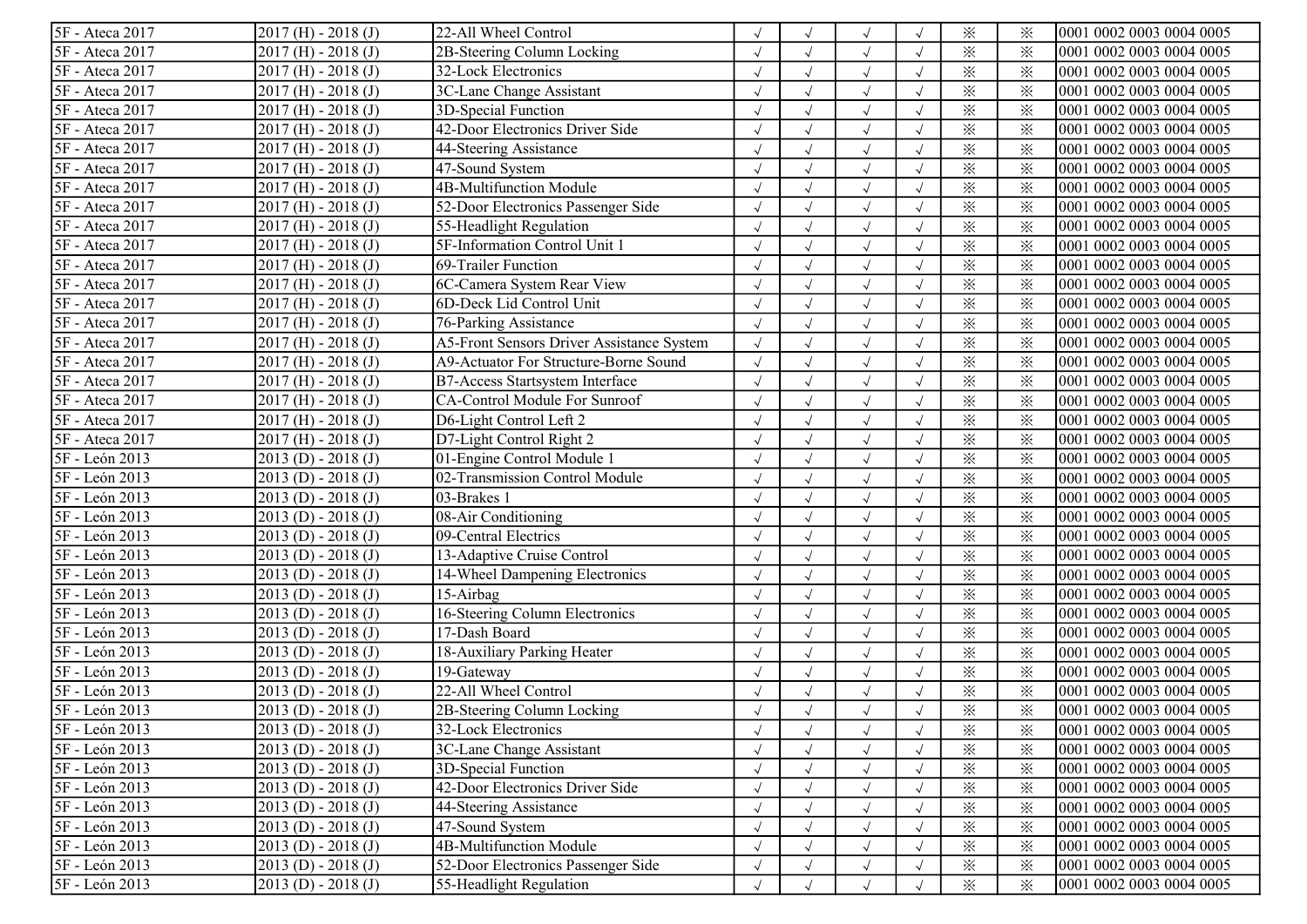| | | | | | | | | | |
|---|---|---|---|---|---|---|---|---|---|
| 5F - Ateca 2017 | 2017 (H) - 2018 (J) | 22-All Wheel Control | √ | √ | √ | √ | ※ | ※ | 0001 0002 0003 0004 0005 |
| 5F - Ateca 2017 | 2017 (H) - 2018 (J) | 2B-Steering Column Locking | √ | √ | √ | √ | ※ | ※ | 0001 0002 0003 0004 0005 |
| 5F - Ateca 2017 | 2017 (H) - 2018 (J) | 32-Lock Electronics | √ | √ | √ | √ | ※ | ※ | 0001 0002 0003 0004 0005 |
| 5F - Ateca 2017 | 2017 (H) - 2018 (J) | 3C-Lane Change Assistant | √ | √ | √ | √ | ※ | ※ | 0001 0002 0003 0004 0005 |
| 5F - Ateca 2017 | 2017 (H) - 2018 (J) | 3D-Special Function | √ | √ | √ | √ | ※ | ※ | 0001 0002 0003 0004 0005 |
| 5F - Ateca 2017 | 2017 (H) - 2018 (J) | 42-Door Electronics Driver Side | √ | √ | √ | √ | ※ | ※ | 0001 0002 0003 0004 0005 |
| 5F - Ateca 2017 | 2017 (H) - 2018 (J) | 44-Steering Assistance | √ | √ | √ | √ | ※ | ※ | 0001 0002 0003 0004 0005 |
| 5F - Ateca 2017 | 2017 (H) - 2018 (J) | 47-Sound System | √ | √ | √ | √ | ※ | ※ | 0001 0002 0003 0004 0005 |
| 5F - Ateca 2017 | 2017 (H) - 2018 (J) | 4B-Multifunction Module | √ | √ | √ | √ | ※ | ※ | 0001 0002 0003 0004 0005 |
| 5F - Ateca 2017 | 2017 (H) - 2018 (J) | 52-Door Electronics Passenger Side | √ | √ | √ | √ | ※ | ※ | 0001 0002 0003 0004 0005 |
| 5F - Ateca 2017 | 2017 (H) - 2018 (J) | 55-Headlight Regulation | √ | √ | √ | √ | ※ | ※ | 0001 0002 0003 0004 0005 |
| 5F - Ateca 2017 | 2017 (H) - 2018 (J) | 5F-Information Control Unit 1 | √ | √ | √ | √ | ※ | ※ | 0001 0002 0003 0004 0005 |
| 5F - Ateca 2017 | 2017 (H) - 2018 (J) | 69-Trailer Function | √ | √ | √ | √ | ※ | ※ | 0001 0002 0003 0004 0005 |
| 5F - Ateca 2017 | 2017 (H) - 2018 (J) | 6C-Camera System Rear View | √ | √ | √ | √ | ※ | ※ | 0001 0002 0003 0004 0005 |
| 5F - Ateca 2017 | 2017 (H) - 2018 (J) | 6D-Deck Lid Control Unit | √ | √ | √ | √ | ※ | ※ | 0001 0002 0003 0004 0005 |
| 5F - Ateca 2017 | 2017 (H) - 2018 (J) | 76-Parking Assistance | √ | √ | √ | √ | ※ | ※ | 0001 0002 0003 0004 0005 |
| 5F - Ateca 2017 | 2017 (H) - 2018 (J) | A5-Front Sensors Driver Assistance System | √ | √ | √ | √ | ※ | ※ | 0001 0002 0003 0004 0005 |
| 5F - Ateca 2017 | 2017 (H) - 2018 (J) | A9-Actuator For Structure-Borne Sound | √ | √ | √ | √ | ※ | ※ | 0001 0002 0003 0004 0005 |
| 5F - Ateca 2017 | 2017 (H) - 2018 (J) | B7-Access Startsystem Interface | √ | √ | √ | √ | ※ | ※ | 0001 0002 0003 0004 0005 |
| 5F - Ateca 2017 | 2017 (H) - 2018 (J) | CA-Control Module For Sunroof | √ | √ | √ | √ | ※ | ※ | 0001 0002 0003 0004 0005 |
| 5F - Ateca 2017 | 2017 (H) - 2018 (J) | D6-Light Control Left 2 | √ | √ | √ | √ | ※ | ※ | 0001 0002 0003 0004 0005 |
| 5F - Ateca 2017 | 2017 (H) - 2018 (J) | D7-Light Control Right 2 | √ | √ | √ | √ | ※ | ※ | 0001 0002 0003 0004 0005 |
| 5F - León 2013 | 2013 (D) - 2018 (J) | 01-Engine Control Module 1 | √ | √ | √ | √ | ※ | ※ | 0001 0002 0003 0004 0005 |
| 5F - León 2013 | 2013 (D) - 2018 (J) | 02-Transmission Control Module | √ | √ | √ | √ | ※ | ※ | 0001 0002 0003 0004 0005 |
| 5F - León 2013 | 2013 (D) - 2018 (J) | 03-Brakes 1 | √ | √ | √ | √ | ※ | ※ | 0001 0002 0003 0004 0005 |
| 5F - León 2013 | 2013 (D) - 2018 (J) | 08-Air Conditioning | √ | √ | √ | √ | ※ | ※ | 0001 0002 0003 0004 0005 |
| 5F - León 2013 | 2013 (D) - 2018 (J) | 09-Central Electrics | √ | √ | √ | √ | ※ | ※ | 0001 0002 0003 0004 0005 |
| 5F - León 2013 | 2013 (D) - 2018 (J) | 13-Adaptive Cruise Control | √ | √ | √ | √ | ※ | ※ | 0001 0002 0003 0004 0005 |
| 5F - León 2013 | 2013 (D) - 2018 (J) | 14-Wheel Dampening Electronics | √ | √ | √ | √ | ※ | ※ | 0001 0002 0003 0004 0005 |
| 5F - León 2013 | 2013 (D) - 2018 (J) | 15-Airbag | √ | √ | √ | √ | ※ | ※ | 0001 0002 0003 0004 0005 |
| 5F - León 2013 | 2013 (D) - 2018 (J) | 16-Steering Column Electronics | √ | √ | √ | √ | ※ | ※ | 0001 0002 0003 0004 0005 |
| 5F - León 2013 | 2013 (D) - 2018 (J) | 17-Dash Board | √ | √ | √ | √ | ※ | ※ | 0001 0002 0003 0004 0005 |
| 5F - León 2013 | 2013 (D) - 2018 (J) | 18-Auxiliary Parking Heater | √ | √ | √ | √ | ※ | ※ | 0001 0002 0003 0004 0005 |
| 5F - León 2013 | 2013 (D) - 2018 (J) | 19-Gateway | √ | √ | √ | √ | ※ | ※ | 0001 0002 0003 0004 0005 |
| 5F - León 2013 | 2013 (D) - 2018 (J) | 22-All Wheel Control | √ | √ | √ | √ | ※ | ※ | 0001 0002 0003 0004 0005 |
| 5F - León 2013 | 2013 (D) - 2018 (J) | 2B-Steering Column Locking | √ | √ | √ | √ | ※ | ※ | 0001 0002 0003 0004 0005 |
| 5F - León 2013 | 2013 (D) - 2018 (J) | 32-Lock Electronics | √ | √ | √ | √ | ※ | ※ | 0001 0002 0003 0004 0005 |
| 5F - León 2013 | 2013 (D) - 2018 (J) | 3C-Lane Change Assistant | √ | √ | √ | √ | ※ | ※ | 0001 0002 0003 0004 0005 |
| 5F - León 2013 | 2013 (D) - 2018 (J) | 3D-Special Function | √ | √ | √ | √ | ※ | ※ | 0001 0002 0003 0004 0005 |
| 5F - León 2013 | 2013 (D) - 2018 (J) | 42-Door Electronics Driver Side | √ | √ | √ | √ | ※ | ※ | 0001 0002 0003 0004 0005 |
| 5F - León 2013 | 2013 (D) - 2018 (J) | 44-Steering Assistance | √ | √ | √ | √ | ※ | ※ | 0001 0002 0003 0004 0005 |
| 5F - León 2013 | 2013 (D) - 2018 (J) | 47-Sound System | √ | √ | √ | √ | ※ | ※ | 0001 0002 0003 0004 0005 |
| 5F - León 2013 | 2013 (D) - 2018 (J) | 4B-Multifunction Module | √ | √ | √ | √ | ※ | ※ | 0001 0002 0003 0004 0005 |
| 5F - León 2013 | 2013 (D) - 2018 (J) | 52-Door Electronics Passenger Side | √ | √ | √ | √ | ※ | ※ | 0001 0002 0003 0004 0005 |
| 5F - León 2013 | 2013 (D) - 2018 (J) | 55-Headlight Regulation | √ | √ | √ | √ | ※ | ※ | 0001 0002 0003 0004 0005 |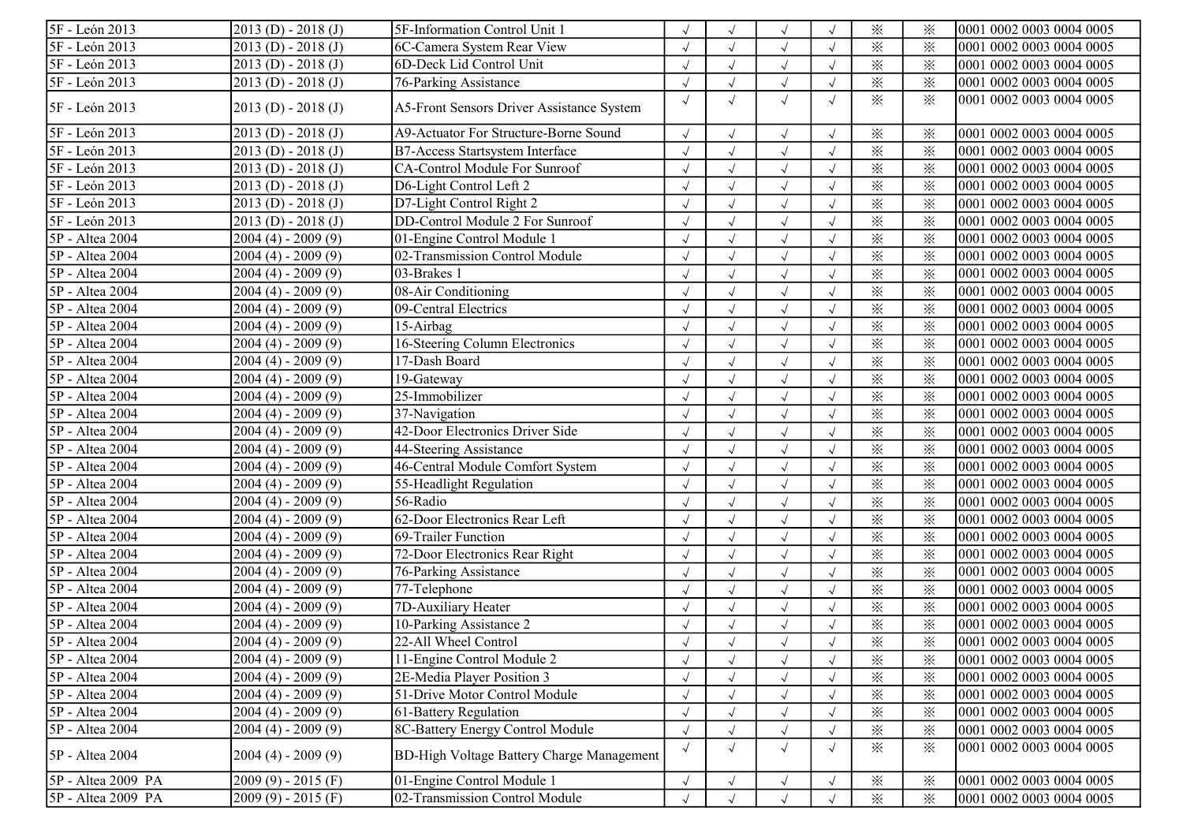| 5F - León 2013 | 2013 (D) - 2018 (J) | 5F-Information Control Unit 1 | √ | √ | √ | √ | ※ | ※ | 0001 0002 0003 0004 0005 |
|---|---|---|---|---|---|---|---|---|---|
| 5F - León 2013 | 2013 (D) - 2018 (J) | 6C-Camera System Rear View | √ | √ | √ | √ | ※ | ※ | 0001 0002 0003 0004 0005 |
| 5F - León 2013 | 2013 (D) - 2018 (J) | 6D-Deck Lid Control Unit | √ | √ | √ | √ | ※ | ※ | 0001 0002 0003 0004 0005 |
| 5F - León 2013 | 2013 (D) - 2018 (J) | 76-Parking Assistance | √ | √ | √ | √ | ※ | ※ | 0001 0002 0003 0004 0005 |
| 5F - León 2013 | 2013 (D) - 2018 (J) | A5-Front Sensors Driver Assistance System | √ | √ | √ | √ | ※ | ※ | 0001 0002 0003 0004 0005 |
| 5F - León 2013 | 2013 (D) - 2018 (J) | A9-Actuator For Structure-Borne Sound | √ | √ | √ | √ | ※ | ※ | 0001 0002 0003 0004 0005 |
| 5F - León 2013 | 2013 (D) - 2018 (J) | B7-Access Startsystem Interface | √ | √ | √ | √ | ※ | ※ | 0001 0002 0003 0004 0005 |
| 5F - León 2013 | 2013 (D) - 2018 (J) | CA-Control Module For Sunroof | √ | √ | √ | √ | ※ | ※ | 0001 0002 0003 0004 0005 |
| 5F - León 2013 | 2013 (D) - 2018 (J) | D6-Light Control Left 2 | √ | √ | √ | √ | ※ | ※ | 0001 0002 0003 0004 0005 |
| 5F - León 2013 | 2013 (D) - 2018 (J) | D7-Light Control Right 2 | √ | √ | √ | √ | ※ | ※ | 0001 0002 0003 0004 0005 |
| 5F - León 2013 | 2013 (D) - 2018 (J) | DD-Control Module 2 For Sunroof | √ | √ | √ | √ | ※ | ※ | 0001 0002 0003 0004 0005 |
| 5P - Altea 2004 | 2004 (4) - 2009 (9) | 01-Engine Control Module 1 | √ | √ | √ | √ | ※ | ※ | 0001 0002 0003 0004 0005 |
| 5P - Altea 2004 | 2004 (4) - 2009 (9) | 02-Transmission Control Module | √ | √ | √ | √ | ※ | ※ | 0001 0002 0003 0004 0005 |
| 5P - Altea 2004 | 2004 (4) - 2009 (9) | 03-Brakes 1 | √ | √ | √ | √ | ※ | ※ | 0001 0002 0003 0004 0005 |
| 5P - Altea 2004 | 2004 (4) - 2009 (9) | 08-Air Conditioning | √ | √ | √ | √ | ※ | ※ | 0001 0002 0003 0004 0005 |
| 5P - Altea 2004 | 2004 (4) - 2009 (9) | 09-Central Electrics | √ | √ | √ | √ | ※ | ※ | 0001 0002 0003 0004 0005 |
| 5P - Altea 2004 | 2004 (4) - 2009 (9) | 15-Airbag | √ | √ | √ | √ | ※ | ※ | 0001 0002 0003 0004 0005 |
| 5P - Altea 2004 | 2004 (4) - 2009 (9) | 16-Steering Column Electronics | √ | √ | √ | √ | ※ | ※ | 0001 0002 0003 0004 0005 |
| 5P - Altea 2004 | 2004 (4) - 2009 (9) | 17-Dash Board | √ | √ | √ | √ | ※ | ※ | 0001 0002 0003 0004 0005 |
| 5P - Altea 2004 | 2004 (4) - 2009 (9) | 19-Gateway | √ | √ | √ | √ | ※ | ※ | 0001 0002 0003 0004 0005 |
| 5P - Altea 2004 | 2004 (4) - 2009 (9) | 25-Immobilizer | √ | √ | √ | √ | ※ | ※ | 0001 0002 0003 0004 0005 |
| 5P - Altea 2004 | 2004 (4) - 2009 (9) | 37-Navigation | √ | √ | √ | √ | ※ | ※ | 0001 0002 0003 0004 0005 |
| 5P - Altea 2004 | 2004 (4) - 2009 (9) | 42-Door Electronics Driver Side | √ | √ | √ | √ | ※ | ※ | 0001 0002 0003 0004 0005 |
| 5P - Altea 2004 | 2004 (4) - 2009 (9) | 44-Steering Assistance | √ | √ | √ | √ | ※ | ※ | 0001 0002 0003 0004 0005 |
| 5P - Altea 2004 | 2004 (4) - 2009 (9) | 46-Central Module Comfort System | √ | √ | √ | √ | ※ | ※ | 0001 0002 0003 0004 0005 |
| 5P - Altea 2004 | 2004 (4) - 2009 (9) | 55-Headlight Regulation | √ | √ | √ | √ | ※ | ※ | 0001 0002 0003 0004 0005 |
| 5P - Altea 2004 | 2004 (4) - 2009 (9) | 56-Radio | √ | √ | √ | √ | ※ | ※ | 0001 0002 0003 0004 0005 |
| 5P - Altea 2004 | 2004 (4) - 2009 (9) | 62-Door Electronics Rear Left | √ | √ | √ | √ | ※ | ※ | 0001 0002 0003 0004 0005 |
| 5P - Altea 2004 | 2004 (4) - 2009 (9) | 69-Trailer Function | √ | √ | √ | √ | ※ | ※ | 0001 0002 0003 0004 0005 |
| 5P - Altea 2004 | 2004 (4) - 2009 (9) | 72-Door Electronics Rear Right | √ | √ | √ | √ | ※ | ※ | 0001 0002 0003 0004 0005 |
| 5P - Altea 2004 | 2004 (4) - 2009 (9) | 76-Parking Assistance | √ | √ | √ | √ | ※ | ※ | 0001 0002 0003 0004 0005 |
| 5P - Altea 2004 | 2004 (4) - 2009 (9) | 77-Telephone | √ | √ | √ | √ | ※ | ※ | 0001 0002 0003 0004 0005 |
| 5P - Altea 2004 | 2004 (4) - 2009 (9) | 7D-Auxiliary Heater | √ | √ | √ | √ | ※ | ※ | 0001 0002 0003 0004 0005 |
| 5P - Altea 2004 | 2004 (4) - 2009 (9) | 10-Parking Assistance 2 | √ | √ | √ | √ | ※ | ※ | 0001 0002 0003 0004 0005 |
| 5P - Altea 2004 | 2004 (4) - 2009 (9) | 22-All Wheel Control | √ | √ | √ | √ | ※ | ※ | 0001 0002 0003 0004 0005 |
| 5P - Altea 2004 | 2004 (4) - 2009 (9) | 11-Engine Control Module 2 | √ | √ | √ | √ | ※ | ※ | 0001 0002 0003 0004 0005 |
| 5P - Altea 2004 | 2004 (4) - 2009 (9) | 2E-Media Player Position 3 | √ | √ | √ | √ | ※ | ※ | 0001 0002 0003 0004 0005 |
| 5P - Altea 2004 | 2004 (4) - 2009 (9) | 51-Drive Motor Control Module | √ | √ | √ | √ | ※ | ※ | 0001 0002 0003 0004 0005 |
| 5P - Altea 2004 | 2004 (4) - 2009 (9) | 61-Battery Regulation | √ | √ | √ | √ | ※ | ※ | 0001 0002 0003 0004 0005 |
| 5P - Altea 2004 | 2004 (4) - 2009 (9) | 8C-Battery Energy Control Module | √ | √ | √ | √ | ※ | ※ | 0001 0002 0003 0004 0005 |
| 5P - Altea 2004 | 2004 (4) - 2009 (9) | BD-High Voltage Battery Charge Management | √ | √ | √ | √ | ※ | ※ | 0001 0002 0003 0004 0005 |
| 5P - Altea 2009 PA | 2009 (9) - 2015 (F) | 01-Engine Control Module 1 | √ | √ | √ | √ | ※ | ※ | 0001 0002 0003 0004 0005 |
| 5P - Altea 2009 PA | 2009 (9) - 2015 (F) | 02-Transmission Control Module | √ | √ | √ | √ | ※ | ※ | 0001 0002 0003 0004 0005 |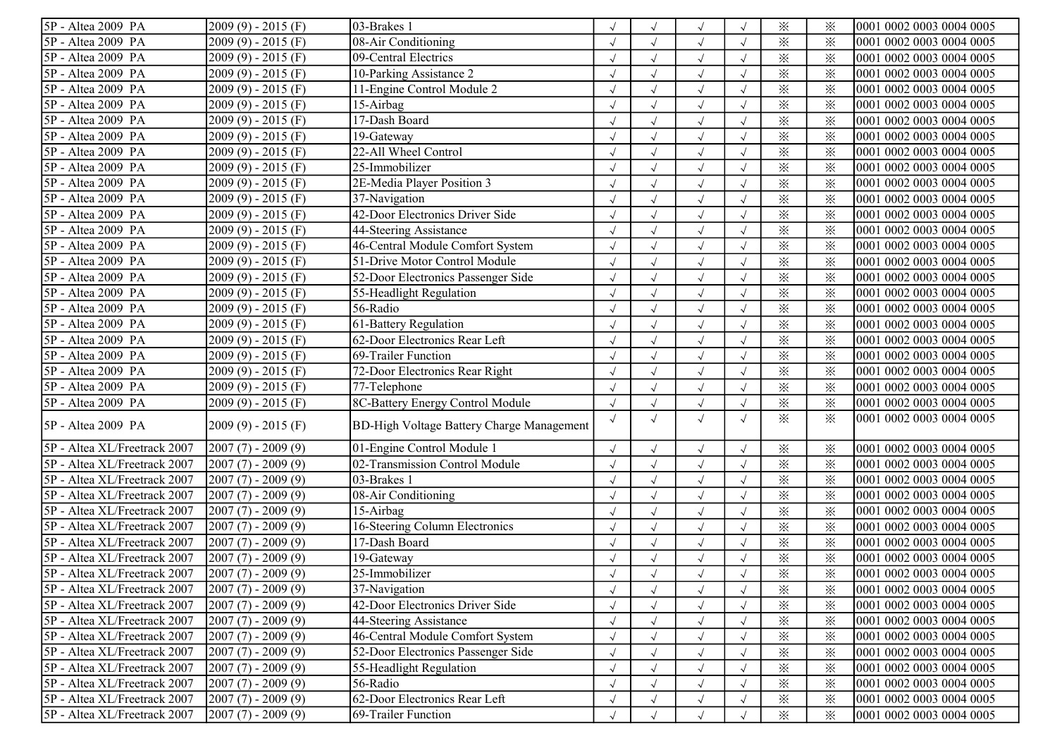| | | | | | | | | | |
|---|---|---|---|---|---|---|---|---|---|
| 5P - Altea 2009 PA | 2009 (9) - 2015 (F) | 03-Brakes 1 | √ | √ | √ | √ | ※ | ※ | 0001 0002 0003 0004 0005 |
| 5P - Altea 2009 PA | 2009 (9) - 2015 (F) | 08-Air Conditioning | √ | √ | √ | √ | ※ | ※ | 0001 0002 0003 0004 0005 |
| 5P - Altea 2009 PA | 2009 (9) - 2015 (F) | 09-Central Electrics | √ | √ | √ | √ | ※ | ※ | 0001 0002 0003 0004 0005 |
| 5P - Altea 2009 PA | 2009 (9) - 2015 (F) | 10-Parking Assistance 2 | √ | √ | √ | √ | ※ | ※ | 0001 0002 0003 0004 0005 |
| 5P - Altea 2009 PA | 2009 (9) - 2015 (F) | 11-Engine Control Module 2 | √ | √ | √ | √ | ※ | ※ | 0001 0002 0003 0004 0005 |
| 5P - Altea 2009 PA | 2009 (9) - 2015 (F) | 15-Airbag | √ | √ | √ | √ | ※ | ※ | 0001 0002 0003 0004 0005 |
| 5P - Altea 2009 PA | 2009 (9) - 2015 (F) | 17-Dash Board | √ | √ | √ | √ | ※ | ※ | 0001 0002 0003 0004 0005 |
| 5P - Altea 2009 PA | 2009 (9) - 2015 (F) | 19-Gateway | √ | √ | √ | √ | ※ | ※ | 0001 0002 0003 0004 0005 |
| 5P - Altea 2009 PA | 2009 (9) - 2015 (F) | 22-All Wheel Control | √ | √ | √ | √ | ※ | ※ | 0001 0002 0003 0004 0005 |
| 5P - Altea 2009 PA | 2009 (9) - 2015 (F) | 25-Immobilizer | √ | √ | √ | √ | ※ | ※ | 0001 0002 0003 0004 0005 |
| 5P - Altea 2009 PA | 2009 (9) - 2015 (F) | 2E-Media Player Position 3 | √ | √ | √ | √ | ※ | ※ | 0001 0002 0003 0004 0005 |
| 5P - Altea 2009 PA | 2009 (9) - 2015 (F) | 37-Navigation | √ | √ | √ | √ | ※ | ※ | 0001 0002 0003 0004 0005 |
| 5P - Altea 2009 PA | 2009 (9) - 2015 (F) | 42-Door Electronics Driver Side | √ | √ | √ | √ | ※ | ※ | 0001 0002 0003 0004 0005 |
| 5P - Altea 2009 PA | 2009 (9) - 2015 (F) | 44-Steering Assistance | √ | √ | √ | √ | ※ | ※ | 0001 0002 0003 0004 0005 |
| 5P - Altea 2009 PA | 2009 (9) - 2015 (F) | 46-Central Module Comfort System | √ | √ | √ | √ | ※ | ※ | 0001 0002 0003 0004 0005 |
| 5P - Altea 2009 PA | 2009 (9) - 2015 (F) | 51-Drive Motor Control Module | √ | √ | √ | √ | ※ | ※ | 0001 0002 0003 0004 0005 |
| 5P - Altea 2009 PA | 2009 (9) - 2015 (F) | 52-Door Electronics Passenger Side | √ | √ | √ | √ | ※ | ※ | 0001 0002 0003 0004 0005 |
| 5P - Altea 2009 PA | 2009 (9) - 2015 (F) | 55-Headlight Regulation | √ | √ | √ | √ | ※ | ※ | 0001 0002 0003 0004 0005 |
| 5P - Altea 2009 PA | 2009 (9) - 2015 (F) | 56-Radio | √ | √ | √ | √ | ※ | ※ | 0001 0002 0003 0004 0005 |
| 5P - Altea 2009 PA | 2009 (9) - 2015 (F) | 61-Battery Regulation | √ | √ | √ | √ | ※ | ※ | 0001 0002 0003 0004 0005 |
| 5P - Altea 2009 PA | 2009 (9) - 2015 (F) | 62-Door Electronics Rear Left | √ | √ | √ | √ | ※ | ※ | 0001 0002 0003 0004 0005 |
| 5P - Altea 2009 PA | 2009 (9) - 2015 (F) | 69-Trailer Function | √ | √ | √ | √ | ※ | ※ | 0001 0002 0003 0004 0005 |
| 5P - Altea 2009 PA | 2009 (9) - 2015 (F) | 72-Door Electronics Rear Right | √ | √ | √ | √ | ※ | ※ | 0001 0002 0003 0004 0005 |
| 5P - Altea 2009 PA | 2009 (9) - 2015 (F) | 77-Telephone | √ | √ | √ | √ | ※ | ※ | 0001 0002 0003 0004 0005 |
| 5P - Altea 2009 PA | 2009 (9) - 2015 (F) | 8C-Battery Energy Control Module | √ | √ | √ | √ | ※ | ※ | 0001 0002 0003 0004 0005 |
| 5P - Altea 2009 PA | 2009 (9) - 2015 (F) | BD-High Voltage Battery Charge Management | √ | √ | √ | √ | ※ | ※ | 0001 0002 0003 0004 0005 |
| 5P - Altea XL/Freetrack 2007 | 2007 (7) - 2009 (9) | 01-Engine Control Module 1 | √ | √ | √ | √ | ※ | ※ | 0001 0002 0003 0004 0005 |
| 5P - Altea XL/Freetrack 2007 | 2007 (7) - 2009 (9) | 02-Transmission Control Module | √ | √ | √ | √ | ※ | ※ | 0001 0002 0003 0004 0005 |
| 5P - Altea XL/Freetrack 2007 | 2007 (7) - 2009 (9) | 03-Brakes 1 | √ | √ | √ | √ | ※ | ※ | 0001 0002 0003 0004 0005 |
| 5P - Altea XL/Freetrack 2007 | 2007 (7) - 2009 (9) | 08-Air Conditioning | √ | √ | √ | √ | ※ | ※ | 0001 0002 0003 0004 0005 |
| 5P - Altea XL/Freetrack 2007 | 2007 (7) - 2009 (9) | 15-Airbag | √ | √ | √ | √ | ※ | ※ | 0001 0002 0003 0004 0005 |
| 5P - Altea XL/Freetrack 2007 | 2007 (7) - 2009 (9) | 16-Steering Column Electronics | √ | √ | √ | √ | ※ | ※ | 0001 0002 0003 0004 0005 |
| 5P - Altea XL/Freetrack 2007 | 2007 (7) - 2009 (9) | 17-Dash Board | √ | √ | √ | √ | ※ | ※ | 0001 0002 0003 0004 0005 |
| 5P - Altea XL/Freetrack 2007 | 2007 (7) - 2009 (9) | 19-Gateway | √ | √ | √ | √ | ※ | ※ | 0001 0002 0003 0004 0005 |
| 5P - Altea XL/Freetrack 2007 | 2007 (7) - 2009 (9) | 25-Immobilizer | √ | √ | √ | √ | ※ | ※ | 0001 0002 0003 0004 0005 |
| 5P - Altea XL/Freetrack 2007 | 2007 (7) - 2009 (9) | 37-Navigation | √ | √ | √ | √ | ※ | ※ | 0001 0002 0003 0004 0005 |
| 5P - Altea XL/Freetrack 2007 | 2007 (7) - 2009 (9) | 42-Door Electronics Driver Side | √ | √ | √ | √ | ※ | ※ | 0001 0002 0003 0004 0005 |
| 5P - Altea XL/Freetrack 2007 | 2007 (7) - 2009 (9) | 44-Steering Assistance | √ | √ | √ | √ | ※ | ※ | 0001 0002 0003 0004 0005 |
| 5P - Altea XL/Freetrack 2007 | 2007 (7) - 2009 (9) | 46-Central Module Comfort System | √ | √ | √ | √ | ※ | ※ | 0001 0002 0003 0004 0005 |
| 5P - Altea XL/Freetrack 2007 | 2007 (7) - 2009 (9) | 52-Door Electronics Passenger Side | √ | √ | √ | √ | ※ | ※ | 0001 0002 0003 0004 0005 |
| 5P - Altea XL/Freetrack 2007 | 2007 (7) - 2009 (9) | 55-Headlight Regulation | √ | √ | √ | √ | ※ | ※ | 0001 0002 0003 0004 0005 |
| 5P - Altea XL/Freetrack 2007 | 2007 (7) - 2009 (9) | 56-Radio | √ | √ | √ | √ | ※ | ※ | 0001 0002 0003 0004 0005 |
| 5P - Altea XL/Freetrack 2007 | 2007 (7) - 2009 (9) | 62-Door Electronics Rear Left | √ | √ | √ | √ | ※ | ※ | 0001 0002 0003 0004 0005 |
| 5P - Altea XL/Freetrack 2007 | 2007 (7) - 2009 (9) | 69-Trailer Function | √ | √ | √ | √ | ※ | ※ | 0001 0002 0003 0004 0005 |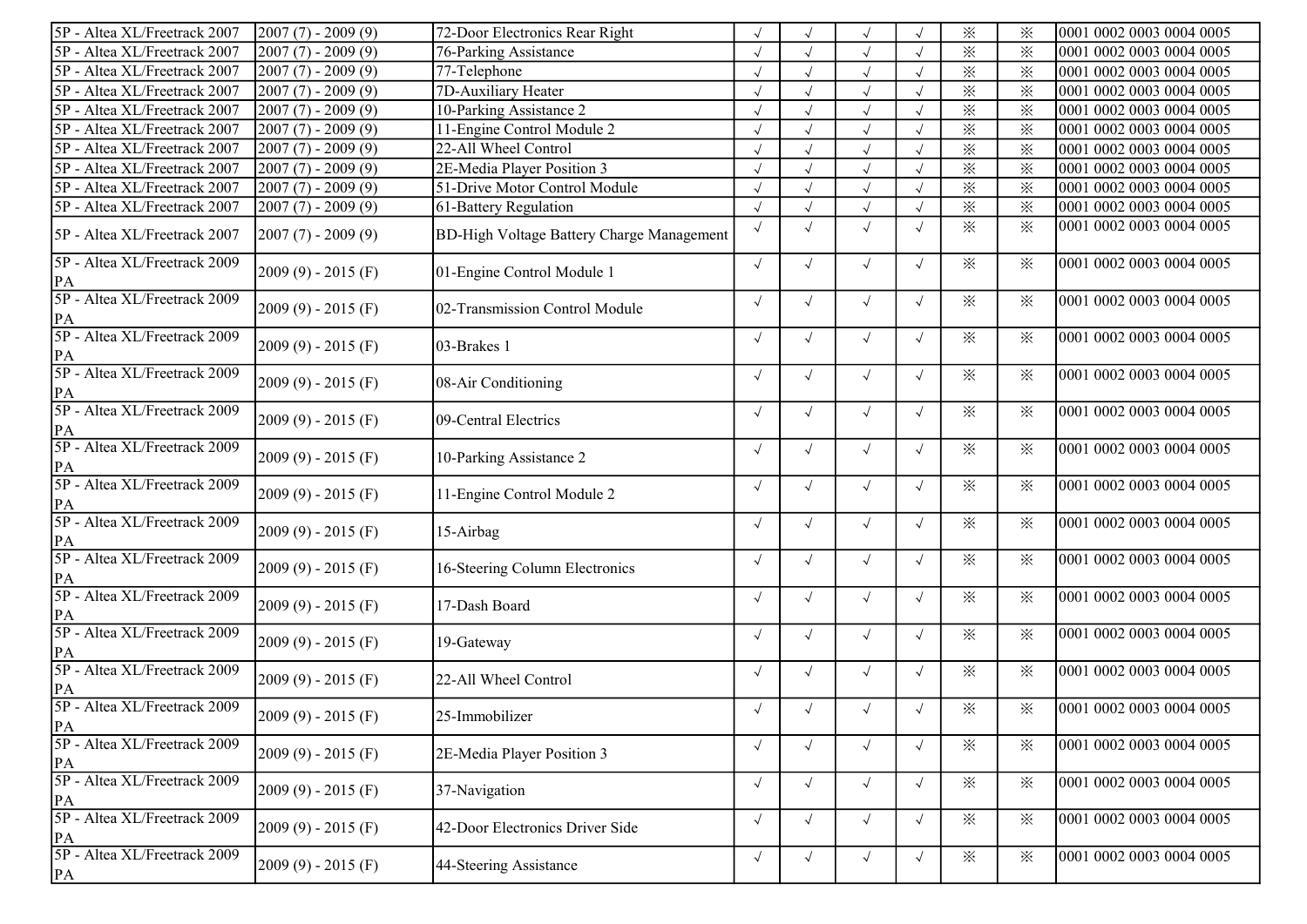| 5P - Altea XL/Freetrack 2007 | 2007 (7) - 2009 (9) | 72-Door Electronics Rear Right | √ | √ | √ | √ | ※ | ※ | 0001 0002 0003 0004 0005 |
|---|---|---|---|---|---|---|---|---|---|
| 5P - Altea XL/Freetrack 2007 | 2007 (7) - 2009 (9) | 76-Parking Assistance | √ | √ | √ | √ | ※ | ※ | 0001 0002 0003 0004 0005 |
| 5P - Altea XL/Freetrack 2007 | 2007 (7) - 2009 (9) | 77-Telephone | √ | √ | √ | √ | ※ | ※ | 0001 0002 0003 0004 0005 |
| 5P - Altea XL/Freetrack 2007 | 2007 (7) - 2009 (9) | 7D-Auxiliary Heater | √ | √ | √ | √ | ※ | ※ | 0001 0002 0003 0004 0005 |
| 5P - Altea XL/Freetrack 2007 | 2007 (7) - 2009 (9) | 10-Parking Assistance 2 | √ | √ | √ | √ | ※ | ※ | 0001 0002 0003 0004 0005 |
| 5P - Altea XL/Freetrack 2007 | 2007 (7) - 2009 (9) | 11-Engine Control Module 2 | √ | √ | √ | √ | ※ | ※ | 0001 0002 0003 0004 0005 |
| 5P - Altea XL/Freetrack 2007 | 2007 (7) - 2009 (9) | 22-All Wheel Control | √ | √ | √ | √ | ※ | ※ | 0001 0002 0003 0004 0005 |
| 5P - Altea XL/Freetrack 2007 | 2007 (7) - 2009 (9) | 2E-Media Player Position 3 | √ | √ | √ | √ | ※ | ※ | 0001 0002 0003 0004 0005 |
| 5P - Altea XL/Freetrack 2007 | 2007 (7) - 2009 (9) | 51-Drive Motor Control Module | √ | √ | √ | √ | ※ | ※ | 0001 0002 0003 0004 0005 |
| 5P - Altea XL/Freetrack 2007 | 2007 (7) - 2009 (9) | 61-Battery Regulation | √ | √ | √ | √ | ※ | ※ | 0001 0002 0003 0004 0005 |
| 5P - Altea XL/Freetrack 2007 | 2007 (7) - 2009 (9) | BD-High Voltage Battery Charge Management | √ | √ | √ | √ | ※ | ※ | 0001 0002 0003 0004 0005 |
| 5P - Altea XL/Freetrack 2009 PA | 2009 (9) - 2015 (F) | 01-Engine Control Module 1 | √ | √ | √ | √ | ※ | ※ | 0001 0002 0003 0004 0005 |
| 5P - Altea XL/Freetrack 2009 PA | 2009 (9) - 2015 (F) | 02-Transmission Control Module | √ | √ | √ | √ | ※ | ※ | 0001 0002 0003 0004 0005 |
| 5P - Altea XL/Freetrack 2009 PA | 2009 (9) - 2015 (F) | 03-Brakes 1 | √ | √ | √ | √ | ※ | ※ | 0001 0002 0003 0004 0005 |
| 5P - Altea XL/Freetrack 2009 PA | 2009 (9) - 2015 (F) | 08-Air Conditioning | √ | √ | √ | √ | ※ | ※ | 0001 0002 0003 0004 0005 |
| 5P - Altea XL/Freetrack 2009 PA | 2009 (9) - 2015 (F) | 09-Central Electrics | √ | √ | √ | √ | ※ | ※ | 0001 0002 0003 0004 0005 |
| 5P - Altea XL/Freetrack 2009 PA | 2009 (9) - 2015 (F) | 10-Parking Assistance 2 | √ | √ | √ | √ | ※ | ※ | 0001 0002 0003 0004 0005 |
| 5P - Altea XL/Freetrack 2009 PA | 2009 (9) - 2015 (F) | 11-Engine Control Module 2 | √ | √ | √ | √ | ※ | ※ | 0001 0002 0003 0004 0005 |
| 5P - Altea XL/Freetrack 2009 PA | 2009 (9) - 2015 (F) | 15-Airbag | √ | √ | √ | √ | ※ | ※ | 0001 0002 0003 0004 0005 |
| 5P - Altea XL/Freetrack 2009 PA | 2009 (9) - 2015 (F) | 16-Steering Column Electronics | √ | √ | √ | √ | ※ | ※ | 0001 0002 0003 0004 0005 |
| 5P - Altea XL/Freetrack 2009 PA | 2009 (9) - 2015 (F) | 17-Dash Board | √ | √ | √ | √ | ※ | ※ | 0001 0002 0003 0004 0005 |
| 5P - Altea XL/Freetrack 2009 PA | 2009 (9) - 2015 (F) | 19-Gateway | √ | √ | √ | √ | ※ | ※ | 0001 0002 0003 0004 0005 |
| 5P - Altea XL/Freetrack 2009 PA | 2009 (9) - 2015 (F) | 22-All Wheel Control | √ | √ | √ | √ | ※ | ※ | 0001 0002 0003 0004 0005 |
| 5P - Altea XL/Freetrack 2009 PA | 2009 (9) - 2015 (F) | 25-Immobilizer | √ | √ | √ | √ | ※ | ※ | 0001 0002 0003 0004 0005 |
| 5P - Altea XL/Freetrack 2009 PA | 2009 (9) - 2015 (F) | 2E-Media Player Position 3 | √ | √ | √ | √ | ※ | ※ | 0001 0002 0003 0004 0005 |
| 5P - Altea XL/Freetrack 2009 PA | 2009 (9) - 2015 (F) | 37-Navigation | √ | √ | √ | √ | ※ | ※ | 0001 0002 0003 0004 0005 |
| 5P - Altea XL/Freetrack 2009 PA | 2009 (9) - 2015 (F) | 42-Door Electronics Driver Side | √ | √ | √ | √ | ※ | ※ | 0001 0002 0003 0004 0005 |
| 5P - Altea XL/Freetrack 2009 PA | 2009 (9) - 2015 (F) | 44-Steering Assistance | √ | √ | √ | √ | ※ | ※ | 0001 0002 0003 0004 0005 |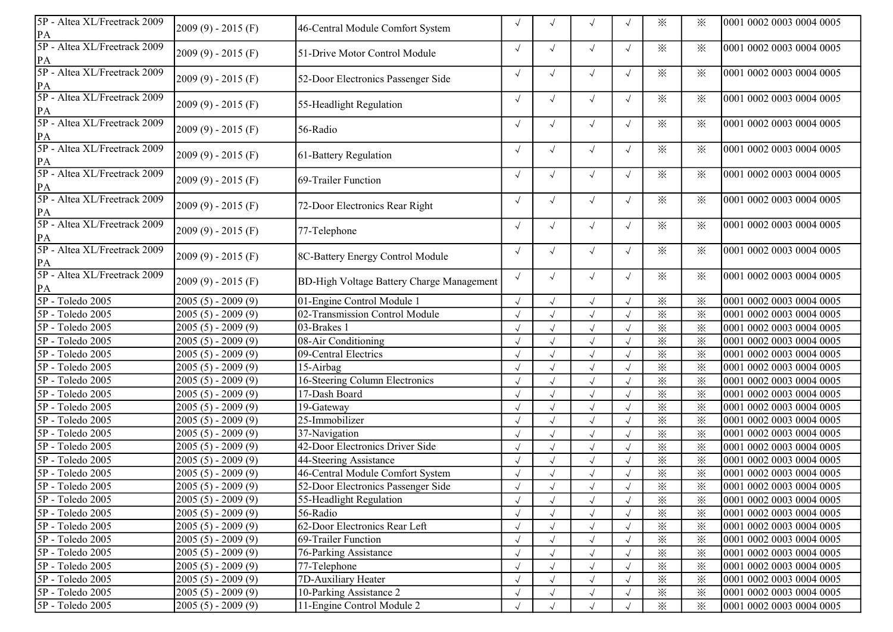| | | | | | | | | | |
|---|---|---|---|---|---|---|---|---|---|
| 5P - Altea XL/Freetrack 2009 PA | 2009 (9) - 2015 (F) | 46-Central Module Comfort System | √ | √ | √ | √ | ※ | ※ | 0001 0002 0003 0004 0005 |
| 5P - Altea XL/Freetrack 2009 PA | 2009 (9) - 2015 (F) | 51-Drive Motor Control Module | √ | √ | √ | √ | ※ | ※ | 0001 0002 0003 0004 0005 |
| 5P - Altea XL/Freetrack 2009 PA | 2009 (9) - 2015 (F) | 52-Door Electronics Passenger Side | √ | √ | √ | √ | ※ | ※ | 0001 0002 0003 0004 0005 |
| 5P - Altea XL/Freetrack 2009 PA | 2009 (9) - 2015 (F) | 55-Headlight Regulation | √ | √ | √ | √ | ※ | ※ | 0001 0002 0003 0004 0005 |
| 5P - Altea XL/Freetrack 2009 PA | 2009 (9) - 2015 (F) | 56-Radio | √ | √ | √ | √ | ※ | ※ | 0001 0002 0003 0004 0005 |
| 5P - Altea XL/Freetrack 2009 PA | 2009 (9) - 2015 (F) | 61-Battery Regulation | √ | √ | √ | √ | ※ | ※ | 0001 0002 0003 0004 0005 |
| 5P - Altea XL/Freetrack 2009 PA | 2009 (9) - 2015 (F) | 69-Trailer Function | √ | √ | √ | √ | ※ | ※ | 0001 0002 0003 0004 0005 |
| 5P - Altea XL/Freetrack 2009 PA | 2009 (9) - 2015 (F) | 72-Door Electronics Rear Right | √ | √ | √ | √ | ※ | ※ | 0001 0002 0003 0004 0005 |
| 5P - Altea XL/Freetrack 2009 PA | 2009 (9) - 2015 (F) | 77-Telephone | √ | √ | √ | √ | ※ | ※ | 0001 0002 0003 0004 0005 |
| 5P - Altea XL/Freetrack 2009 PA | 2009 (9) - 2015 (F) | 8C-Battery Energy Control Module | √ | √ | √ | √ | ※ | ※ | 0001 0002 0003 0004 0005 |
| 5P - Altea XL/Freetrack 2009 PA | 2009 (9) - 2015 (F) | BD-High Voltage Battery Charge Management | √ | √ | √ | √ | ※ | ※ | 0001 0002 0003 0004 0005 |
| 5P - Toledo 2005 | 2005 (5) - 2009 (9) | 01-Engine Control Module 1 | √ | √ | √ | √ | ※ | ※ | 0001 0002 0003 0004 0005 |
| 5P - Toledo 2005 | 2005 (5) - 2009 (9) | 02-Transmission Control Module | √ | √ | √ | √ | ※ | ※ | 0001 0002 0003 0004 0005 |
| 5P - Toledo 2005 | 2005 (5) - 2009 (9) | 03-Brakes 1 | √ | √ | √ | √ | ※ | ※ | 0001 0002 0003 0004 0005 |
| 5P - Toledo 2005 | 2005 (5) - 2009 (9) | 08-Air Conditioning | √ | √ | √ | √ | ※ | ※ | 0001 0002 0003 0004 0005 |
| 5P - Toledo 2005 | 2005 (5) - 2009 (9) | 09-Central Electrics | √ | √ | √ | √ | ※ | ※ | 0001 0002 0003 0004 0005 |
| 5P - Toledo 2005 | 2005 (5) - 2009 (9) | 15-Airbag | √ | √ | √ | √ | ※ | ※ | 0001 0002 0003 0004 0005 |
| 5P - Toledo 2005 | 2005 (5) - 2009 (9) | 16-Steering Column Electronics | √ | √ | √ | √ | ※ | ※ | 0001 0002 0003 0004 0005 |
| 5P - Toledo 2005 | 2005 (5) - 2009 (9) | 17-Dash Board | √ | √ | √ | √ | ※ | ※ | 0001 0002 0003 0004 0005 |
| 5P - Toledo 2005 | 2005 (5) - 2009 (9) | 19-Gateway | √ | √ | √ | √ | ※ | ※ | 0001 0002 0003 0004 0005 |
| 5P - Toledo 2005 | 2005 (5) - 2009 (9) | 25-Immobilizer | √ | √ | √ | √ | ※ | ※ | 0001 0002 0003 0004 0005 |
| 5P - Toledo 2005 | 2005 (5) - 2009 (9) | 37-Navigation | √ | √ | √ | √ | ※ | ※ | 0001 0002 0003 0004 0005 |
| 5P - Toledo 2005 | 2005 (5) - 2009 (9) | 42-Door Electronics Driver Side | √ | √ | √ | √ | ※ | ※ | 0001 0002 0003 0004 0005 |
| 5P - Toledo 2005 | 2005 (5) - 2009 (9) | 44-Steering Assistance | √ | √ | √ | √ | ※ | ※ | 0001 0002 0003 0004 0005 |
| 5P - Toledo 2005 | 2005 (5) - 2009 (9) | 46-Central Module Comfort System | √ | √ | √ | √ | ※ | ※ | 0001 0002 0003 0004 0005 |
| 5P - Toledo 2005 | 2005 (5) - 2009 (9) | 52-Door Electronics Passenger Side | √ | √ | √ | √ | ※ | ※ | 0001 0002 0003 0004 0005 |
| 5P - Toledo 2005 | 2005 (5) - 2009 (9) | 55-Headlight Regulation | √ | √ | √ | √ | ※ | ※ | 0001 0002 0003 0004 0005 |
| 5P - Toledo 2005 | 2005 (5) - 2009 (9) | 56-Radio | √ | √ | √ | √ | ※ | ※ | 0001 0002 0003 0004 0005 |
| 5P - Toledo 2005 | 2005 (5) - 2009 (9) | 62-Door Electronics Rear Left | √ | √ | √ | √ | ※ | ※ | 0001 0002 0003 0004 0005 |
| 5P - Toledo 2005 | 2005 (5) - 2009 (9) | 69-Trailer Function | √ | √ | √ | √ | ※ | ※ | 0001 0002 0003 0004 0005 |
| 5P - Toledo 2005 | 2005 (5) - 2009 (9) | 76-Parking Assistance | √ | √ | √ | √ | ※ | ※ | 0001 0002 0003 0004 0005 |
| 5P - Toledo 2005 | 2005 (5) - 2009 (9) | 77-Telephone | √ | √ | √ | √ | ※ | ※ | 0001 0002 0003 0004 0005 |
| 5P - Toledo 2005 | 2005 (5) - 2009 (9) | 7D-Auxiliary Heater | √ | √ | √ | √ | ※ | ※ | 0001 0002 0003 0004 0005 |
| 5P - Toledo 2005 | 2005 (5) - 2009 (9) | 10-Parking Assistance 2 | √ | √ | √ | √ | ※ | ※ | 0001 0002 0003 0004 0005 |
| 5P - Toledo 2005 | 2005 (5) - 2009 (9) | 11-Engine Control Module 2 | √ | √ | √ | √ | ※ | ※ | 0001 0002 0003 0004 0005 |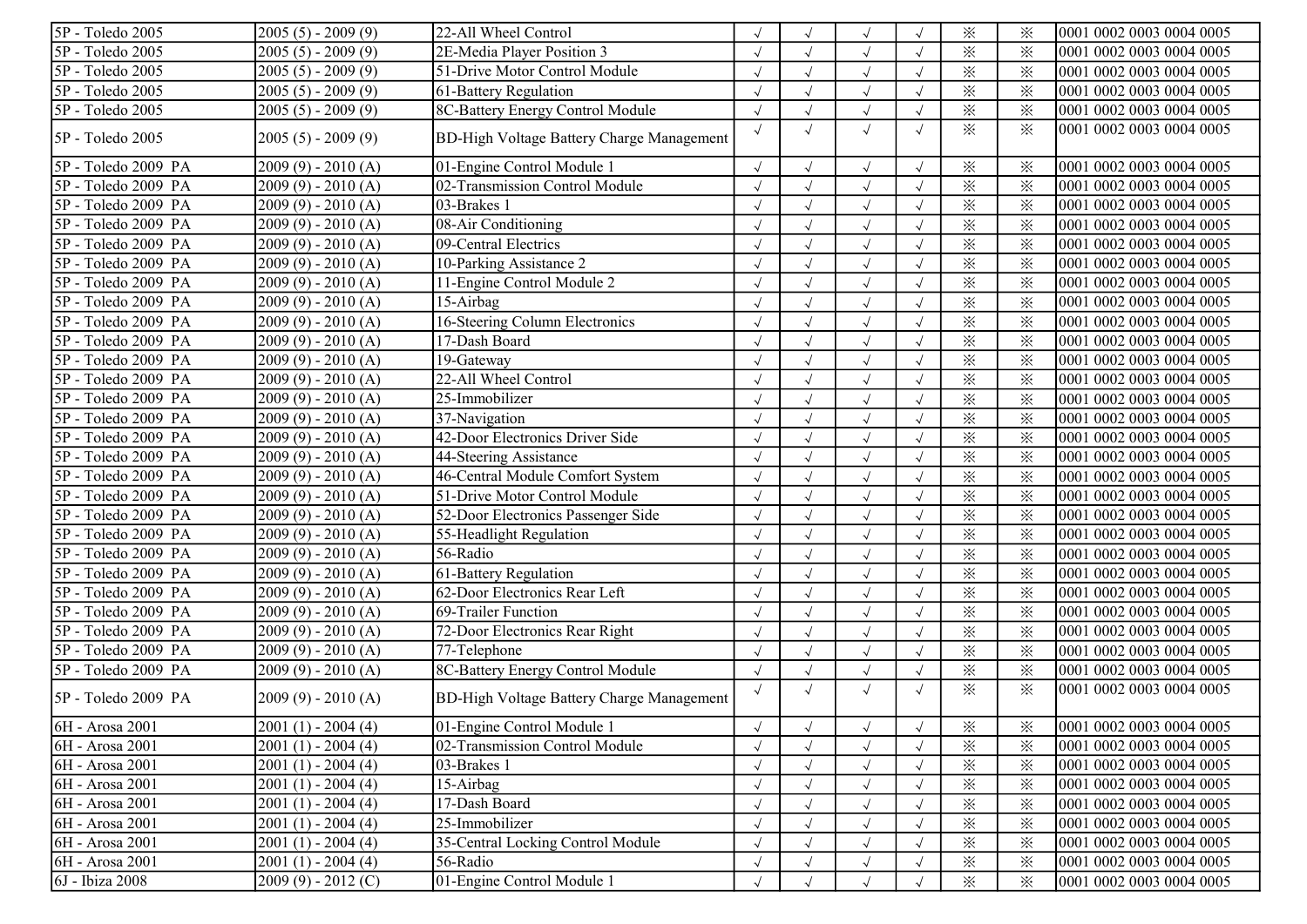| 5P - Toledo 2005 | 2005 (5) - 2009 (9) | 22-All Wheel Control | √ | √ | √ | √ | ※ | ※ | 0001 0002 0003 0004 0005 |
|---|---|---|---|---|---|---|---|---|---|
| 5P - Toledo 2005 | 2005 (5) - 2009 (9) | 2E-Media Player Position 3 | √ | √ | √ | √ | ※ | ※ | 0001 0002 0003 0004 0005 |
| 5P - Toledo 2005 | 2005 (5) - 2009 (9) | 51-Drive Motor Control Module | √ | √ | √ | √ | ※ | ※ | 0001 0002 0003 0004 0005 |
| 5P - Toledo 2005 | 2005 (5) - 2009 (9) | 61-Battery Regulation | √ | √ | √ | √ | ※ | ※ | 0001 0002 0003 0004 0005 |
| 5P - Toledo 2005 | 2005 (5) - 2009 (9) | 8C-Battery Energy Control Module | √ | √ | √ | √ | ※ | ※ | 0001 0002 0003 0004 0005 |
| 5P - Toledo 2005 | 2005 (5) - 2009 (9) | BD-High Voltage Battery Charge Management | √ | √ | √ | √ | ※ | ※ | 0001 0002 0003 0004 0005 |
| 5P - Toledo 2009 PA | 2009 (9) - 2010 (A) | 01-Engine Control Module 1 | √ | √ | √ | √ | ※ | ※ | 0001 0002 0003 0004 0005 |
| 5P - Toledo 2009 PA | 2009 (9) - 2010 (A) | 02-Transmission Control Module | √ | √ | √ | √ | ※ | ※ | 0001 0002 0003 0004 0005 |
| 5P - Toledo 2009 PA | 2009 (9) - 2010 (A) | 03-Brakes 1 | √ | √ | √ | √ | ※ | ※ | 0001 0002 0003 0004 0005 |
| 5P - Toledo 2009 PA | 2009 (9) - 2010 (A) | 08-Air Conditioning | √ | √ | √ | √ | ※ | ※ | 0001 0002 0003 0004 0005 |
| 5P - Toledo 2009 PA | 2009 (9) - 2010 (A) | 09-Central Electrics | √ | √ | √ | √ | ※ | ※ | 0001 0002 0003 0004 0005 |
| 5P - Toledo 2009 PA | 2009 (9) - 2010 (A) | 10-Parking Assistance 2 | √ | √ | √ | √ | ※ | ※ | 0001 0002 0003 0004 0005 |
| 5P - Toledo 2009 PA | 2009 (9) - 2010 (A) | 11-Engine Control Module 2 | √ | √ | √ | √ | ※ | ※ | 0001 0002 0003 0004 0005 |
| 5P - Toledo 2009 PA | 2009 (9) - 2010 (A) | 15-Airbag | √ | √ | √ | √ | ※ | ※ | 0001 0002 0003 0004 0005 |
| 5P - Toledo 2009 PA | 2009 (9) - 2010 (A) | 16-Steering Column Electronics | √ | √ | √ | √ | ※ | ※ | 0001 0002 0003 0004 0005 |
| 5P - Toledo 2009 PA | 2009 (9) - 2010 (A) | 17-Dash Board | √ | √ | √ | √ | ※ | ※ | 0001 0002 0003 0004 0005 |
| 5P - Toledo 2009 PA | 2009 (9) - 2010 (A) | 19-Gateway | √ | √ | √ | √ | ※ | ※ | 0001 0002 0003 0004 0005 |
| 5P - Toledo 2009 PA | 2009 (9) - 2010 (A) | 22-All Wheel Control | √ | √ | √ | √ | ※ | ※ | 0001 0002 0003 0004 0005 |
| 5P - Toledo 2009 PA | 2009 (9) - 2010 (A) | 25-Immobilizer | √ | √ | √ | √ | ※ | ※ | 0001 0002 0003 0004 0005 |
| 5P - Toledo 2009 PA | 2009 (9) - 2010 (A) | 37-Navigation | √ | √ | √ | √ | ※ | ※ | 0001 0002 0003 0004 0005 |
| 5P - Toledo 2009 PA | 2009 (9) - 2010 (A) | 42-Door Electronics Driver Side | √ | √ | √ | √ | ※ | ※ | 0001 0002 0003 0004 0005 |
| 5P - Toledo 2009 PA | 2009 (9) - 2010 (A) | 44-Steering Assistance | √ | √ | √ | √ | ※ | ※ | 0001 0002 0003 0004 0005 |
| 5P - Toledo 2009 PA | 2009 (9) - 2010 (A) | 46-Central Module Comfort System | √ | √ | √ | √ | ※ | ※ | 0001 0002 0003 0004 0005 |
| 5P - Toledo 2009 PA | 2009 (9) - 2010 (A) | 51-Drive Motor Control Module | √ | √ | √ | √ | ※ | ※ | 0001 0002 0003 0004 0005 |
| 5P - Toledo 2009 PA | 2009 (9) - 2010 (A) | 52-Door Electronics Passenger Side | √ | √ | √ | √ | ※ | ※ | 0001 0002 0003 0004 0005 |
| 5P - Toledo 2009 PA | 2009 (9) - 2010 (A) | 55-Headlight Regulation | √ | √ | √ | √ | ※ | ※ | 0001 0002 0003 0004 0005 |
| 5P - Toledo 2009 PA | 2009 (9) - 2010 (A) | 56-Radio | √ | √ | √ | √ | ※ | ※ | 0001 0002 0003 0004 0005 |
| 5P - Toledo 2009 PA | 2009 (9) - 2010 (A) | 61-Battery Regulation | √ | √ | √ | √ | ※ | ※ | 0001 0002 0003 0004 0005 |
| 5P - Toledo 2009 PA | 2009 (9) - 2010 (A) | 62-Door Electronics Rear Left | √ | √ | √ | √ | ※ | ※ | 0001 0002 0003 0004 0005 |
| 5P - Toledo 2009 PA | 2009 (9) - 2010 (A) | 69-Trailer Function | √ | √ | √ | √ | ※ | ※ | 0001 0002 0003 0004 0005 |
| 5P - Toledo 2009 PA | 2009 (9) - 2010 (A) | 72-Door Electronics Rear Right | √ | √ | √ | √ | ※ | ※ | 0001 0002 0003 0004 0005 |
| 5P - Toledo 2009 PA | 2009 (9) - 2010 (A) | 77-Telephone | √ | √ | √ | √ | ※ | ※ | 0001 0002 0003 0004 0005 |
| 5P - Toledo 2009 PA | 2009 (9) - 2010 (A) | 8C-Battery Energy Control Module | √ | √ | √ | √ | ※ | ※ | 0001 0002 0003 0004 0005 |
| 5P - Toledo 2009 PA | 2009 (9) - 2010 (A) | BD-High Voltage Battery Charge Management | √ | √ | √ | √ | ※ | ※ | 0001 0002 0003 0004 0005 |
| 6H - Arosa 2001 | 2001 (1) - 2004 (4) | 01-Engine Control Module 1 | √ | √ | √ | √ | ※ | ※ | 0001 0002 0003 0004 0005 |
| 6H - Arosa 2001 | 2001 (1) - 2004 (4) | 02-Transmission Control Module | √ | √ | √ | √ | ※ | ※ | 0001 0002 0003 0004 0005 |
| 6H - Arosa 2001 | 2001 (1) - 2004 (4) | 03-Brakes 1 | √ | √ | √ | √ | ※ | ※ | 0001 0002 0003 0004 0005 |
| 6H - Arosa 2001 | 2001 (1) - 2004 (4) | 15-Airbag | √ | √ | √ | √ | ※ | ※ | 0001 0002 0003 0004 0005 |
| 6H - Arosa 2001 | 2001 (1) - 2004 (4) | 17-Dash Board | √ | √ | √ | √ | ※ | ※ | 0001 0002 0003 0004 0005 |
| 6H - Arosa 2001 | 2001 (1) - 2004 (4) | 25-Immobilizer | √ | √ | √ | √ | ※ | ※ | 0001 0002 0003 0004 0005 |
| 6H - Arosa 2001 | 2001 (1) - 2004 (4) | 35-Central Locking Control Module | √ | √ | √ | √ | ※ | ※ | 0001 0002 0003 0004 0005 |
| 6H - Arosa 2001 | 2001 (1) - 2004 (4) | 56-Radio | √ | √ | √ | √ | ※ | ※ | 0001 0002 0003 0004 0005 |
| 6J - Ibiza 2008 | 2009 (9) - 2012 (C) | 01-Engine Control Module 1 | √ | √ | √ | √ | ※ | ※ | 0001 0002 0003 0004 0005 |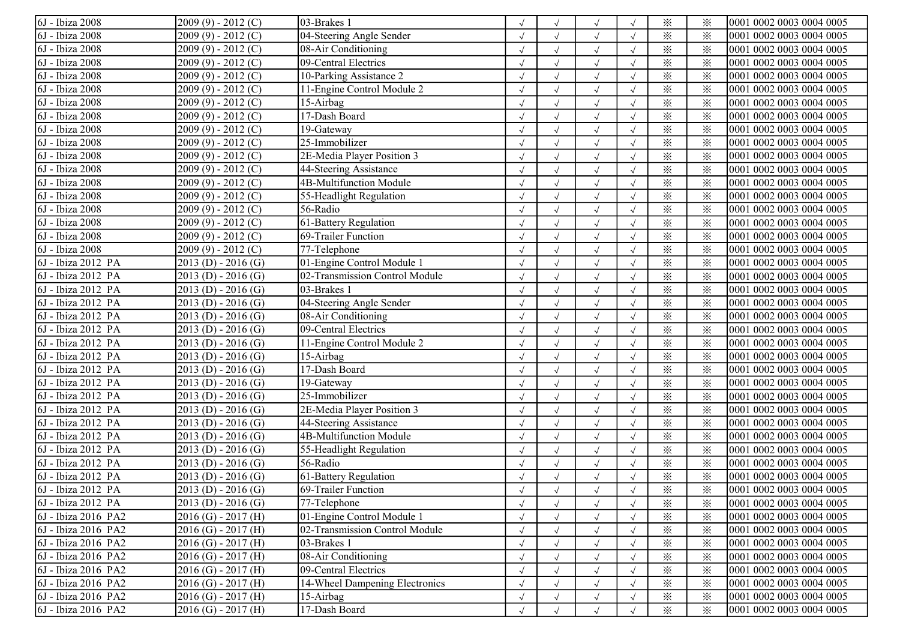| 6J - Ibiza 2008 | 2009 (9) - 2012 (C) | 03-Brakes 1 | √ | √ | √ | √ | ※ | ※ | 0001 0002 0003 0004 0005 |
|---|---|---|---|---|---|---|---|---|---|
| 6J - Ibiza 2008 | 2009 (9) - 2012 (C) | 04-Steering Angle Sender | √ | √ | √ | √ | ※ | ※ | 0001 0002 0003 0004 0005 |
| 6J - Ibiza 2008 | 2009 (9) - 2012 (C) | 08-Air Conditioning | √ | √ | √ | √ | ※ | ※ | 0001 0002 0003 0004 0005 |
| 6J - Ibiza 2008 | 2009 (9) - 2012 (C) | 09-Central Electrics | √ | √ | √ | √ | ※ | ※ | 0001 0002 0003 0004 0005 |
| 6J - Ibiza 2008 | 2009 (9) - 2012 (C) | 10-Parking Assistance 2 | √ | √ | √ | √ | ※ | ※ | 0001 0002 0003 0004 0005 |
| 6J - Ibiza 2008 | 2009 (9) - 2012 (C) | 11-Engine Control Module 2 | √ | √ | √ | √ | ※ | ※ | 0001 0002 0003 0004 0005 |
| 6J - Ibiza 2008 | 2009 (9) - 2012 (C) | 15-Airbag | √ | √ | √ | √ | ※ | ※ | 0001 0002 0003 0004 0005 |
| 6J - Ibiza 2008 | 2009 (9) - 2012 (C) | 17-Dash Board | √ | √ | √ | √ | ※ | ※ | 0001 0002 0003 0004 0005 |
| 6J - Ibiza 2008 | 2009 (9) - 2012 (C) | 19-Gateway | √ | √ | √ | √ | ※ | ※ | 0001 0002 0003 0004 0005 |
| 6J - Ibiza 2008 | 2009 (9) - 2012 (C) | 25-Immobilizer | √ | √ | √ | √ | ※ | ※ | 0001 0002 0003 0004 0005 |
| 6J - Ibiza 2008 | 2009 (9) - 2012 (C) | 2E-Media Player Position 3 | √ | √ | √ | √ | ※ | ※ | 0001 0002 0003 0004 0005 |
| 6J - Ibiza 2008 | 2009 (9) - 2012 (C) | 44-Steering Assistance | √ | √ | √ | √ | ※ | ※ | 0001 0002 0003 0004 0005 |
| 6J - Ibiza 2008 | 2009 (9) - 2012 (C) | 4B-Multifunction Module | √ | √ | √ | √ | ※ | ※ | 0001 0002 0003 0004 0005 |
| 6J - Ibiza 2008 | 2009 (9) - 2012 (C) | 55-Headlight Regulation | √ | √ | √ | √ | ※ | ※ | 0001 0002 0003 0004 0005 |
| 6J - Ibiza 2008 | 2009 (9) - 2012 (C) | 56-Radio | √ | √ | √ | √ | ※ | ※ | 0001 0002 0003 0004 0005 |
| 6J - Ibiza 2008 | 2009 (9) - 2012 (C) | 61-Battery Regulation | √ | √ | √ | √ | ※ | ※ | 0001 0002 0003 0004 0005 |
| 6J - Ibiza 2008 | 2009 (9) - 2012 (C) | 69-Trailer Function | √ | √ | √ | √ | ※ | ※ | 0001 0002 0003 0004 0005 |
| 6J - Ibiza 2008 | 2009 (9) - 2012 (C) | 77-Telephone | √ | √ | √ | √ | ※ | ※ | 0001 0002 0003 0004 0005 |
| 6J - Ibiza 2012 PA | 2013 (D) - 2016 (G) | 01-Engine Control Module 1 | √ | √ | √ | √ | ※ | ※ | 0001 0002 0003 0004 0005 |
| 6J - Ibiza 2012 PA | 2013 (D) - 2016 (G) | 02-Transmission Control Module | √ | √ | √ | √ | ※ | ※ | 0001 0002 0003 0004 0005 |
| 6J - Ibiza 2012 PA | 2013 (D) - 2016 (G) | 03-Brakes 1 | √ | √ | √ | √ | ※ | ※ | 0001 0002 0003 0004 0005 |
| 6J - Ibiza 2012 PA | 2013 (D) - 2016 (G) | 04-Steering Angle Sender | √ | √ | √ | √ | ※ | ※ | 0001 0002 0003 0004 0005 |
| 6J - Ibiza 2012 PA | 2013 (D) - 2016 (G) | 08-Air Conditioning | √ | √ | √ | √ | ※ | ※ | 0001 0002 0003 0004 0005 |
| 6J - Ibiza 2012 PA | 2013 (D) - 2016 (G) | 09-Central Electrics | √ | √ | √ | √ | ※ | ※ | 0001 0002 0003 0004 0005 |
| 6J - Ibiza 2012 PA | 2013 (D) - 2016 (G) | 11-Engine Control Module 2 | √ | √ | √ | √ | ※ | ※ | 0001 0002 0003 0004 0005 |
| 6J - Ibiza 2012 PA | 2013 (D) - 2016 (G) | 15-Airbag | √ | √ | √ | √ | ※ | ※ | 0001 0002 0003 0004 0005 |
| 6J - Ibiza 2012 PA | 2013 (D) - 2016 (G) | 17-Dash Board | √ | √ | √ | √ | ※ | ※ | 0001 0002 0003 0004 0005 |
| 6J - Ibiza 2012 PA | 2013 (D) - 2016 (G) | 19-Gateway | √ | √ | √ | √ | ※ | ※ | 0001 0002 0003 0004 0005 |
| 6J - Ibiza 2012 PA | 2013 (D) - 2016 (G) | 25-Immobilizer | √ | √ | √ | √ | ※ | ※ | 0001 0002 0003 0004 0005 |
| 6J - Ibiza 2012 PA | 2013 (D) - 2016 (G) | 2E-Media Player Position 3 | √ | √ | √ | √ | ※ | ※ | 0001 0002 0003 0004 0005 |
| 6J - Ibiza 2012 PA | 2013 (D) - 2016 (G) | 44-Steering Assistance | √ | √ | √ | √ | ※ | ※ | 0001 0002 0003 0004 0005 |
| 6J - Ibiza 2012 PA | 2013 (D) - 2016 (G) | 4B-Multifunction Module | √ | √ | √ | √ | ※ | ※ | 0001 0002 0003 0004 0005 |
| 6J - Ibiza 2012 PA | 2013 (D) - 2016 (G) | 55-Headlight Regulation | √ | √ | √ | √ | ※ | ※ | 0001 0002 0003 0004 0005 |
| 6J - Ibiza 2012 PA | 2013 (D) - 2016 (G) | 56-Radio | √ | √ | √ | √ | ※ | ※ | 0001 0002 0003 0004 0005 |
| 6J - Ibiza 2012 PA | 2013 (D) - 2016 (G) | 61-Battery Regulation | √ | √ | √ | √ | ※ | ※ | 0001 0002 0003 0004 0005 |
| 6J - Ibiza 2012 PA | 2013 (D) - 2016 (G) | 69-Trailer Function | √ | √ | √ | √ | ※ | ※ | 0001 0002 0003 0004 0005 |
| 6J - Ibiza 2012 PA | 2013 (D) - 2016 (G) | 77-Telephone | √ | √ | √ | √ | ※ | ※ | 0001 0002 0003 0004 0005 |
| 6J - Ibiza 2016 PA2 | 2016 (G) - 2017 (H) | 01-Engine Control Module 1 | √ | √ | √ | √ | ※ | ※ | 0001 0002 0003 0004 0005 |
| 6J - Ibiza 2016 PA2 | 2016 (G) - 2017 (H) | 02-Transmission Control Module | √ | √ | √ | √ | ※ | ※ | 0001 0002 0003 0004 0005 |
| 6J - Ibiza 2016 PA2 | 2016 (G) - 2017 (H) | 03-Brakes 1 | √ | √ | √ | √ | ※ | ※ | 0001 0002 0003 0004 0005 |
| 6J - Ibiza 2016 PA2 | 2016 (G) - 2017 (H) | 08-Air Conditioning | √ | √ | √ | √ | ※ | ※ | 0001 0002 0003 0004 0005 |
| 6J - Ibiza 2016 PA2 | 2016 (G) - 2017 (H) | 09-Central Electrics | √ | √ | √ | √ | ※ | ※ | 0001 0002 0003 0004 0005 |
| 6J - Ibiza 2016 PA2 | 2016 (G) - 2017 (H) | 14-Wheel Dampening Electronics | √ | √ | √ | √ | ※ | ※ | 0001 0002 0003 0004 0005 |
| 6J - Ibiza 2016 PA2 | 2016 (G) - 2017 (H) | 15-Airbag | √ | √ | √ | √ | ※ | ※ | 0001 0002 0003 0004 0005 |
| 6J - Ibiza 2016 PA2 | 2016 (G) - 2017 (H) | 17-Dash Board | √ | √ | √ | √ | ※ | ※ | 0001 0002 0003 0004 0005 |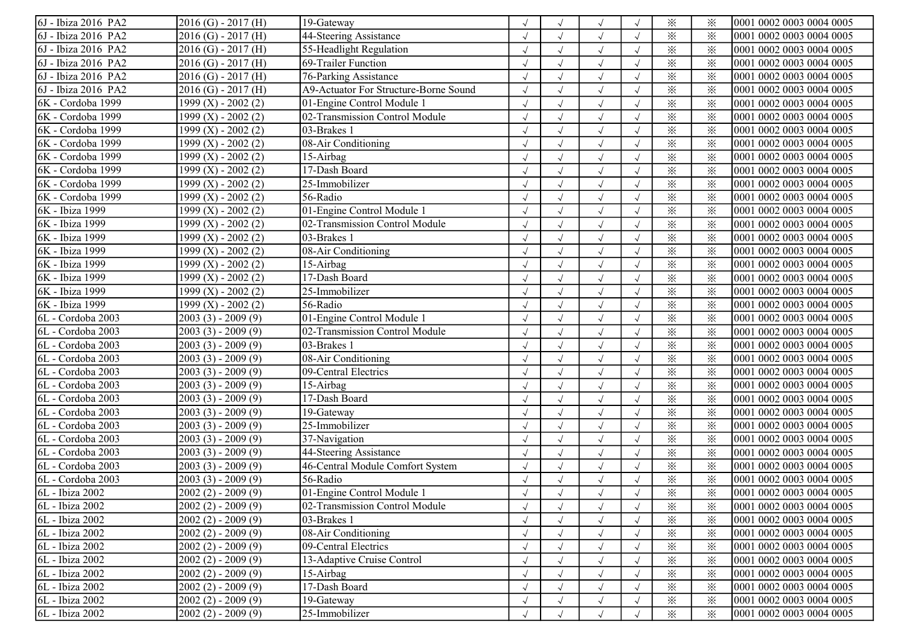| 6J - Ibiza 2016 PA2 | 2016 (G) - 2017 (H) | 19-Gateway | √ | √ | √ | √ | ※ | ※ | 0001 0002 0003 0004 0005 |
|---|---|---|---|---|---|---|---|---|---|
| 6J - Ibiza 2016 PA2 | 2016 (G) - 2017 (H) | 44-Steering Assistance | √ | √ | √ | √ | ※ | ※ | 0001 0002 0003 0004 0005 |
| 6J - Ibiza 2016 PA2 | 2016 (G) - 2017 (H) | 55-Headlight Regulation | √ | √ | √ | √ | ※ | ※ | 0001 0002 0003 0004 0005 |
| 6J - Ibiza 2016 PA2 | 2016 (G) - 2017 (H) | 69-Trailer Function | √ | √ | √ | √ | ※ | ※ | 0001 0002 0003 0004 0005 |
| 6J - Ibiza 2016 PA2 | 2016 (G) - 2017 (H) | 76-Parking Assistance | √ | √ | √ | √ | ※ | ※ | 0001 0002 0003 0004 0005 |
| 6J - Ibiza 2016 PA2 | 2016 (G) - 2017 (H) | A9-Actuator For Structure-Borne Sound | √ | √ | √ | √ | ※ | ※ | 0001 0002 0003 0004 0005 |
| 6K - Cordoba 1999 | 1999 (X) - 2002 (2) | 01-Engine Control Module 1 | √ | √ | √ | √ | ※ | ※ | 0001 0002 0003 0004 0005 |
| 6K - Cordoba 1999 | 1999 (X) - 2002 (2) | 02-Transmission Control Module | √ | √ | √ | √ | ※ | ※ | 0001 0002 0003 0004 0005 |
| 6K - Cordoba 1999 | 1999 (X) - 2002 (2) | 03-Brakes 1 | √ | √ | √ | √ | ※ | ※ | 0001 0002 0003 0004 0005 |
| 6K - Cordoba 1999 | 1999 (X) - 2002 (2) | 08-Air Conditioning | √ | √ | √ | √ | ※ | ※ | 0001 0002 0003 0004 0005 |
| 6K - Cordoba 1999 | 1999 (X) - 2002 (2) | 15-Airbag | √ | √ | √ | √ | ※ | ※ | 0001 0002 0003 0004 0005 |
| 6K - Cordoba 1999 | 1999 (X) - 2002 (2) | 17-Dash Board | √ | √ | √ | √ | ※ | ※ | 0001 0002 0003 0004 0005 |
| 6K - Cordoba 1999 | 1999 (X) - 2002 (2) | 25-Immobilizer | √ | √ | √ | √ | ※ | ※ | 0001 0002 0003 0004 0005 |
| 6K - Cordoba 1999 | 1999 (X) - 2002 (2) | 56-Radio | √ | √ | √ | √ | ※ | ※ | 0001 0002 0003 0004 0005 |
| 6K - Ibiza 1999 | 1999 (X) - 2002 (2) | 01-Engine Control Module 1 | √ | √ | √ | √ | ※ | ※ | 0001 0002 0003 0004 0005 |
| 6K - Ibiza 1999 | 1999 (X) - 2002 (2) | 02-Transmission Control Module | √ | √ | √ | √ | ※ | ※ | 0001 0002 0003 0004 0005 |
| 6K - Ibiza 1999 | 1999 (X) - 2002 (2) | 03-Brakes 1 | √ | √ | √ | √ | ※ | ※ | 0001 0002 0003 0004 0005 |
| 6K - Ibiza 1999 | 1999 (X) - 2002 (2) | 08-Air Conditioning | √ | √ | √ | √ | ※ | ※ | 0001 0002 0003 0004 0005 |
| 6K - Ibiza 1999 | 1999 (X) - 2002 (2) | 15-Airbag | √ | √ | √ | √ | ※ | ※ | 0001 0002 0003 0004 0005 |
| 6K - Ibiza 1999 | 1999 (X) - 2002 (2) | 17-Dash Board | √ | √ | √ | √ | ※ | ※ | 0001 0002 0003 0004 0005 |
| 6K - Ibiza 1999 | 1999 (X) - 2002 (2) | 25-Immobilizer | √ | √ | √ | √ | ※ | ※ | 0001 0002 0003 0004 0005 |
| 6K - Ibiza 1999 | 1999 (X) - 2002 (2) | 56-Radio | √ | √ | √ | √ | ※ | ※ | 0001 0002 0003 0004 0005 |
| 6L - Cordoba 2003 | 2003 (3) - 2009 (9) | 01-Engine Control Module 1 | √ | √ | √ | √ | ※ | ※ | 0001 0002 0003 0004 0005 |
| 6L - Cordoba 2003 | 2003 (3) - 2009 (9) | 02-Transmission Control Module | √ | √ | √ | √ | ※ | ※ | 0001 0002 0003 0004 0005 |
| 6L - Cordoba 2003 | 2003 (3) - 2009 (9) | 03-Brakes 1 | √ | √ | √ | √ | ※ | ※ | 0001 0002 0003 0004 0005 |
| 6L - Cordoba 2003 | 2003 (3) - 2009 (9) | 08-Air Conditioning | √ | √ | √ | √ | ※ | ※ | 0001 0002 0003 0004 0005 |
| 6L - Cordoba 2003 | 2003 (3) - 2009 (9) | 09-Central Electrics | √ | √ | √ | √ | ※ | ※ | 0001 0002 0003 0004 0005 |
| 6L - Cordoba 2003 | 2003 (3) - 2009 (9) | 15-Airbag | √ | √ | √ | √ | ※ | ※ | 0001 0002 0003 0004 0005 |
| 6L - Cordoba 2003 | 2003 (3) - 2009 (9) | 17-Dash Board | √ | √ | √ | √ | ※ | ※ | 0001 0002 0003 0004 0005 |
| 6L - Cordoba 2003 | 2003 (3) - 2009 (9) | 19-Gateway | √ | √ | √ | √ | ※ | ※ | 0001 0002 0003 0004 0005 |
| 6L - Cordoba 2003 | 2003 (3) - 2009 (9) | 25-Immobilizer | √ | √ | √ | √ | ※ | ※ | 0001 0002 0003 0004 0005 |
| 6L - Cordoba 2003 | 2003 (3) - 2009 (9) | 37-Navigation | √ | √ | √ | √ | ※ | ※ | 0001 0002 0003 0004 0005 |
| 6L - Cordoba 2003 | 2003 (3) - 2009 (9) | 44-Steering Assistance | √ | √ | √ | √ | ※ | ※ | 0001 0002 0003 0004 0005 |
| 6L - Cordoba 2003 | 2003 (3) - 2009 (9) | 46-Central Module Comfort System | √ | √ | √ | √ | ※ | ※ | 0001 0002 0003 0004 0005 |
| 6L - Cordoba 2003 | 2003 (3) - 2009 (9) | 56-Radio | √ | √ | √ | √ | ※ | ※ | 0001 0002 0003 0004 0005 |
| 6L - Ibiza 2002 | 2002 (2) - 2009 (9) | 01-Engine Control Module 1 | √ | √ | √ | √ | ※ | ※ | 0001 0002 0003 0004 0005 |
| 6L - Ibiza 2002 | 2002 (2) - 2009 (9) | 02-Transmission Control Module | √ | √ | √ | √ | ※ | ※ | 0001 0002 0003 0004 0005 |
| 6L - Ibiza 2002 | 2002 (2) - 2009 (9) | 03-Brakes 1 | √ | √ | √ | √ | ※ | ※ | 0001 0002 0003 0004 0005 |
| 6L - Ibiza 2002 | 2002 (2) - 2009 (9) | 08-Air Conditioning | √ | √ | √ | √ | ※ | ※ | 0001 0002 0003 0004 0005 |
| 6L - Ibiza 2002 | 2002 (2) - 2009 (9) | 09-Central Electrics | √ | √ | √ | √ | ※ | ※ | 0001 0002 0003 0004 0005 |
| 6L - Ibiza 2002 | 2002 (2) - 2009 (9) | 13-Adaptive Cruise Control | √ | √ | √ | √ | ※ | ※ | 0001 0002 0003 0004 0005 |
| 6L - Ibiza 2002 | 2002 (2) - 2009 (9) | 15-Airbag | √ | √ | √ | √ | ※ | ※ | 0001 0002 0003 0004 0005 |
| 6L - Ibiza 2002 | 2002 (2) - 2009 (9) | 17-Dash Board | √ | √ | √ | √ | ※ | ※ | 0001 0002 0003 0004 0005 |
| 6L - Ibiza 2002 | 2002 (2) - 2009 (9) | 19-Gateway | √ | √ | √ | √ | ※ | ※ | 0001 0002 0003 0004 0005 |
| 6L - Ibiza 2002 | 2002 (2) - 2009 (9) | 25-Immobilizer | √ | √ | √ | √ | ※ | ※ | 0001 0002 0003 0004 0005 |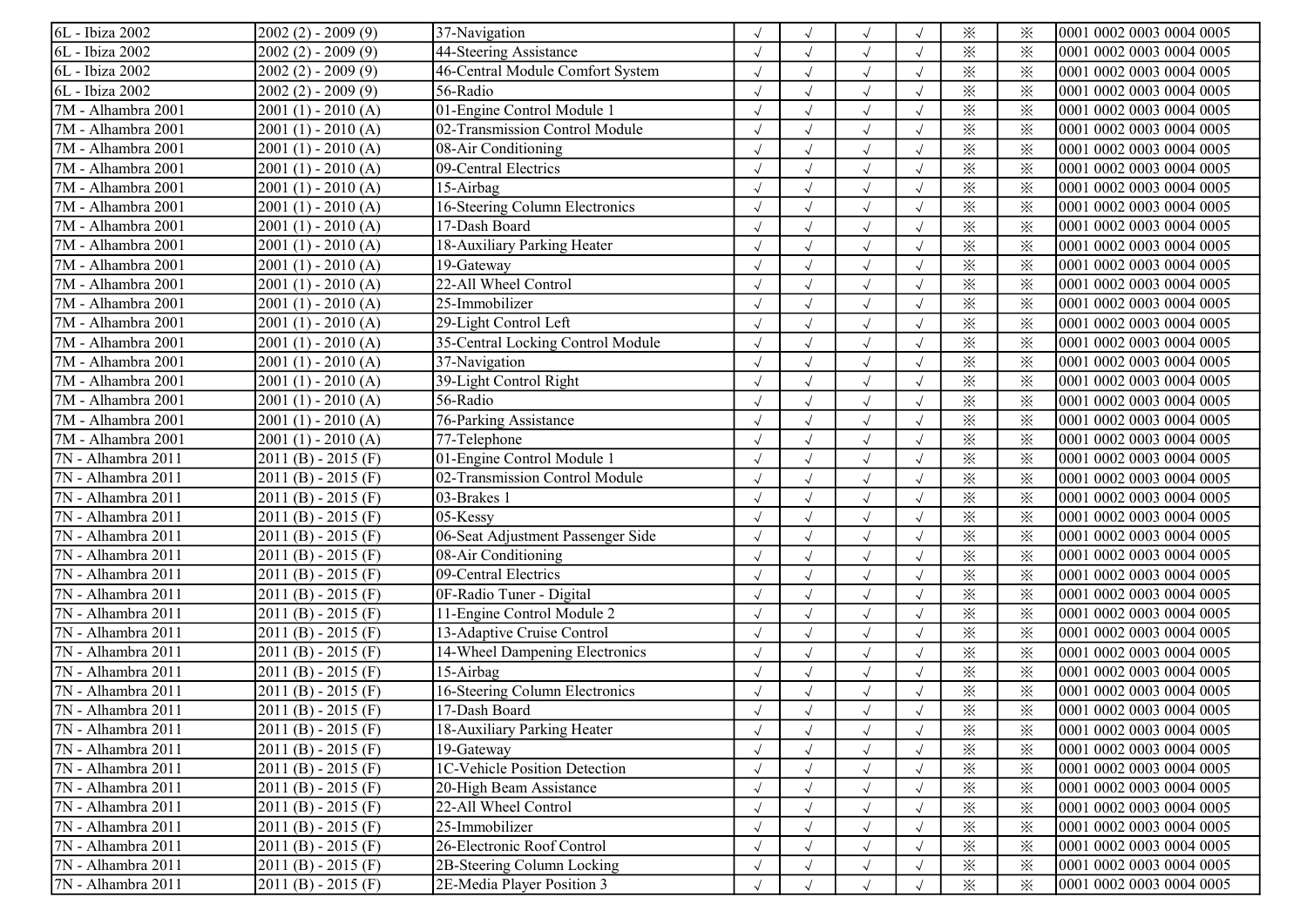| | | | | | | | | | |
|---|---|---|---|---|---|---|---|---|---|
| 6L - Ibiza 2002 | 2002 (2) - 2009 (9) | 37-Navigation | √ | √ | √ | √ | ※ | ※ | 0001 0002 0003 0004 0005 |
| 6L - Ibiza 2002 | 2002 (2) - 2009 (9) | 44-Steering Assistance | √ | √ | √ | √ | ※ | ※ | 0001 0002 0003 0004 0005 |
| 6L - Ibiza 2002 | 2002 (2) - 2009 (9) | 46-Central Module Comfort System | √ | √ | √ | √ | ※ | ※ | 0001 0002 0003 0004 0005 |
| 6L - Ibiza 2002 | 2002 (2) - 2009 (9) | 56-Radio | √ | √ | √ | √ | ※ | ※ | 0001 0002 0003 0004 0005 |
| 7M - Alhambra 2001 | 2001 (1) - 2010 (A) | 01-Engine Control Module 1 | √ | √ | √ | √ | ※ | ※ | 0001 0002 0003 0004 0005 |
| 7M - Alhambra 2001 | 2001 (1) - 2010 (A) | 02-Transmission Control Module | √ | √ | √ | √ | ※ | ※ | 0001 0002 0003 0004 0005 |
| 7M - Alhambra 2001 | 2001 (1) - 2010 (A) | 08-Air Conditioning | √ | √ | √ | √ | ※ | ※ | 0001 0002 0003 0004 0005 |
| 7M - Alhambra 2001 | 2001 (1) - 2010 (A) | 09-Central Electrics | √ | √ | √ | √ | ※ | ※ | 0001 0002 0003 0004 0005 |
| 7M - Alhambra 2001 | 2001 (1) - 2010 (A) | 15-Airbag | √ | √ | √ | √ | ※ | ※ | 0001 0002 0003 0004 0005 |
| 7M - Alhambra 2001 | 2001 (1) - 2010 (A) | 16-Steering Column Electronics | √ | √ | √ | √ | ※ | ※ | 0001 0002 0003 0004 0005 |
| 7M - Alhambra 2001 | 2001 (1) - 2010 (A) | 17-Dash Board | √ | √ | √ | √ | ※ | ※ | 0001 0002 0003 0004 0005 |
| 7M - Alhambra 2001 | 2001 (1) - 2010 (A) | 18-Auxiliary Parking Heater | √ | √ | √ | √ | ※ | ※ | 0001 0002 0003 0004 0005 |
| 7M - Alhambra 2001 | 2001 (1) - 2010 (A) | 19-Gateway | √ | √ | √ | √ | ※ | ※ | 0001 0002 0003 0004 0005 |
| 7M - Alhambra 2001 | 2001 (1) - 2010 (A) | 22-All Wheel Control | √ | √ | √ | √ | ※ | ※ | 0001 0002 0003 0004 0005 |
| 7M - Alhambra 2001 | 2001 (1) - 2010 (A) | 25-Immobilizer | √ | √ | √ | √ | ※ | ※ | 0001 0002 0003 0004 0005 |
| 7M - Alhambra 2001 | 2001 (1) - 2010 (A) | 29-Light Control Left | √ | √ | √ | √ | ※ | ※ | 0001 0002 0003 0004 0005 |
| 7M - Alhambra 2001 | 2001 (1) - 2010 (A) | 35-Central Locking Control Module | √ | √ | √ | √ | ※ | ※ | 0001 0002 0003 0004 0005 |
| 7M - Alhambra 2001 | 2001 (1) - 2010 (A) | 37-Navigation | √ | √ | √ | √ | ※ | ※ | 0001 0002 0003 0004 0005 |
| 7M - Alhambra 2001 | 2001 (1) - 2010 (A) | 39-Light Control Right | √ | √ | √ | √ | ※ | ※ | 0001 0002 0003 0004 0005 |
| 7M - Alhambra 2001 | 2001 (1) - 2010 (A) | 56-Radio | √ | √ | √ | √ | ※ | ※ | 0001 0002 0003 0004 0005 |
| 7M - Alhambra 2001 | 2001 (1) - 2010 (A) | 76-Parking Assistance | √ | √ | √ | √ | ※ | ※ | 0001 0002 0003 0004 0005 |
| 7M - Alhambra 2001 | 2001 (1) - 2010 (A) | 77-Telephone | √ | √ | √ | √ | ※ | ※ | 0001 0002 0003 0004 0005 |
| 7N - Alhambra 2011 | 2011 (B) - 2015 (F) | 01-Engine Control Module 1 | √ | √ | √ | √ | ※ | ※ | 0001 0002 0003 0004 0005 |
| 7N - Alhambra 2011 | 2011 (B) - 2015 (F) | 02-Transmission Control Module | √ | √ | √ | √ | ※ | ※ | 0001 0002 0003 0004 0005 |
| 7N - Alhambra 2011 | 2011 (B) - 2015 (F) | 03-Brakes 1 | √ | √ | √ | √ | ※ | ※ | 0001 0002 0003 0004 0005 |
| 7N - Alhambra 2011 | 2011 (B) - 2015 (F) | 05-Kessy | √ | √ | √ | √ | ※ | ※ | 0001 0002 0003 0004 0005 |
| 7N - Alhambra 2011 | 2011 (B) - 2015 (F) | 06-Seat Adjustment Passenger Side | √ | √ | √ | √ | ※ | ※ | 0001 0002 0003 0004 0005 |
| 7N - Alhambra 2011 | 2011 (B) - 2015 (F) | 08-Air Conditioning | √ | √ | √ | √ | ※ | ※ | 0001 0002 0003 0004 0005 |
| 7N - Alhambra 2011 | 2011 (B) - 2015 (F) | 09-Central Electrics | √ | √ | √ | √ | ※ | ※ | 0001 0002 0003 0004 0005 |
| 7N - Alhambra 2011 | 2011 (B) - 2015 (F) | 0F-Radio Tuner - Digital | √ | √ | √ | √ | ※ | ※ | 0001 0002 0003 0004 0005 |
| 7N - Alhambra 2011 | 2011 (B) - 2015 (F) | 11-Engine Control Module 2 | √ | √ | √ | √ | ※ | ※ | 0001 0002 0003 0004 0005 |
| 7N - Alhambra 2011 | 2011 (B) - 2015 (F) | 13-Adaptive Cruise Control | √ | √ | √ | √ | ※ | ※ | 0001 0002 0003 0004 0005 |
| 7N - Alhambra 2011 | 2011 (B) - 2015 (F) | 14-Wheel Dampening Electronics | √ | √ | √ | √ | ※ | ※ | 0001 0002 0003 0004 0005 |
| 7N - Alhambra 2011 | 2011 (B) - 2015 (F) | 15-Airbag | √ | √ | √ | √ | ※ | ※ | 0001 0002 0003 0004 0005 |
| 7N - Alhambra 2011 | 2011 (B) - 2015 (F) | 16-Steering Column Electronics | √ | √ | √ | √ | ※ | ※ | 0001 0002 0003 0004 0005 |
| 7N - Alhambra 2011 | 2011 (B) - 2015 (F) | 17-Dash Board | √ | √ | √ | √ | ※ | ※ | 0001 0002 0003 0004 0005 |
| 7N - Alhambra 2011 | 2011 (B) - 2015 (F) | 18-Auxiliary Parking Heater | √ | √ | √ | √ | ※ | ※ | 0001 0002 0003 0004 0005 |
| 7N - Alhambra 2011 | 2011 (B) - 2015 (F) | 19-Gateway | √ | √ | √ | √ | ※ | ※ | 0001 0002 0003 0004 0005 |
| 7N - Alhambra 2011 | 2011 (B) - 2015 (F) | 1C-Vehicle Position Detection | √ | √ | √ | √ | ※ | ※ | 0001 0002 0003 0004 0005 |
| 7N - Alhambra 2011 | 2011 (B) - 2015 (F) | 20-High Beam Assistance | √ | √ | √ | √ | ※ | ※ | 0001 0002 0003 0004 0005 |
| 7N - Alhambra 2011 | 2011 (B) - 2015 (F) | 22-All Wheel Control | √ | √ | √ | √ | ※ | ※ | 0001 0002 0003 0004 0005 |
| 7N - Alhambra 2011 | 2011 (B) - 2015 (F) | 25-Immobilizer | √ | √ | √ | √ | ※ | ※ | 0001 0002 0003 0004 0005 |
| 7N - Alhambra 2011 | 2011 (B) - 2015 (F) | 26-Electronic Roof Control | √ | √ | √ | √ | ※ | ※ | 0001 0002 0003 0004 0005 |
| 7N - Alhambra 2011 | 2011 (B) - 2015 (F) | 2B-Steering Column Locking | √ | √ | √ | √ | ※ | ※ | 0001 0002 0003 0004 0005 |
| 7N - Alhambra 2011 | 2011 (B) - 2015 (F) | 2E-Media Player Position 3 | √ | √ | √ | √ | ※ | ※ | 0001 0002 0003 0004 0005 |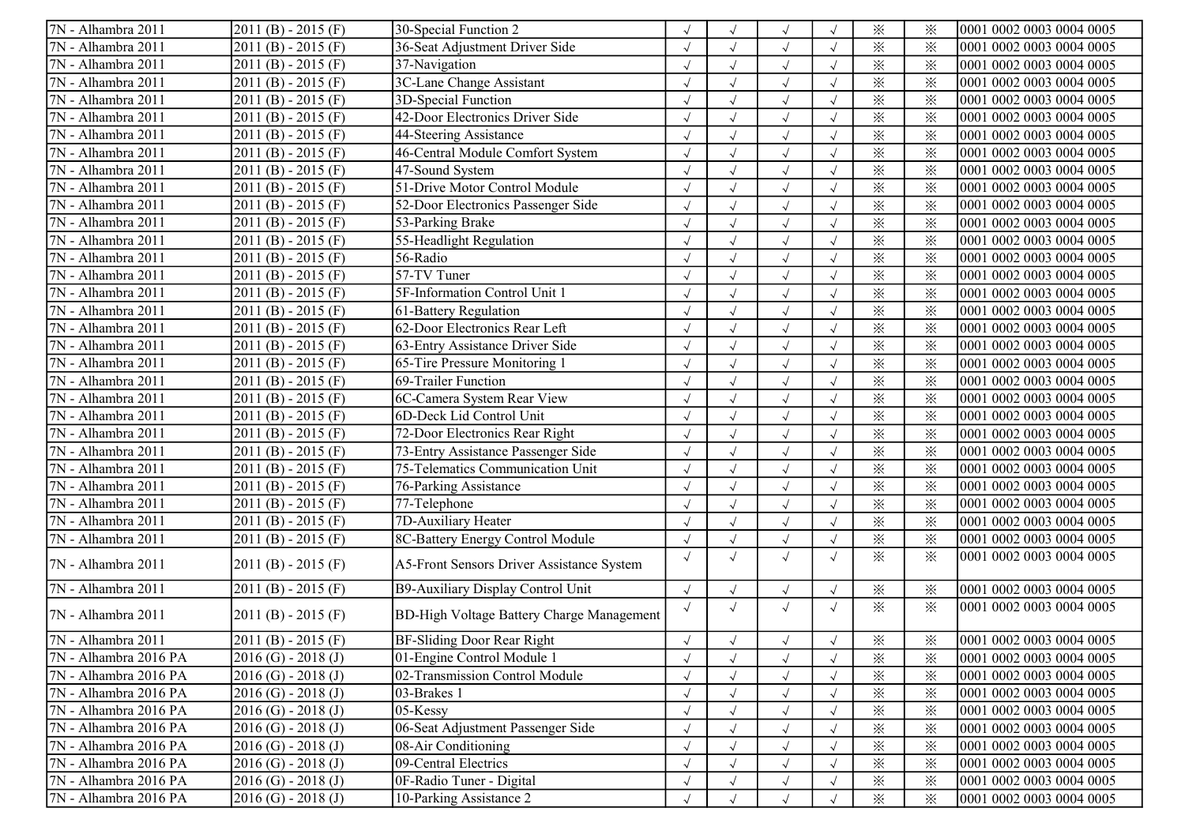| | | | | | | | | | |
|---|---|---|---|---|---|---|---|---|---|
| 7N - Alhambra 2011 | 2011 (B) - 2015 (F) | 30-Special Function 2 | √ | √ | √ | √ | ※ | ※ | 0001 0002 0003 0004 0005 |
| 7N - Alhambra 2011 | 2011 (B) - 2015 (F) | 36-Seat Adjustment Driver Side | √ | √ | √ | √ | ※ | ※ | 0001 0002 0003 0004 0005 |
| 7N - Alhambra 2011 | 2011 (B) - 2015 (F) | 37-Navigation | √ | √ | √ | √ | ※ | ※ | 0001 0002 0003 0004 0005 |
| 7N - Alhambra 2011 | 2011 (B) - 2015 (F) | 3C-Lane Change Assistant | √ | √ | √ | √ | ※ | ※ | 0001 0002 0003 0004 0005 |
| 7N - Alhambra 2011 | 2011 (B) - 2015 (F) | 3D-Special Function | √ | √ | √ | √ | ※ | ※ | 0001 0002 0003 0004 0005 |
| 7N - Alhambra 2011 | 2011 (B) - 2015 (F) | 42-Door Electronics Driver Side | √ | √ | √ | √ | ※ | ※ | 0001 0002 0003 0004 0005 |
| 7N - Alhambra 2011 | 2011 (B) - 2015 (F) | 44-Steering Assistance | √ | √ | √ | √ | ※ | ※ | 0001 0002 0003 0004 0005 |
| 7N - Alhambra 2011 | 2011 (B) - 2015 (F) | 46-Central Module Comfort System | √ | √ | √ | √ | ※ | ※ | 0001 0002 0003 0004 0005 |
| 7N - Alhambra 2011 | 2011 (B) - 2015 (F) | 47-Sound System | √ | √ | √ | √ | ※ | ※ | 0001 0002 0003 0004 0005 |
| 7N - Alhambra 2011 | 2011 (B) - 2015 (F) | 51-Drive Motor Control Module | √ | √ | √ | √ | ※ | ※ | 0001 0002 0003 0004 0005 |
| 7N - Alhambra 2011 | 2011 (B) - 2015 (F) | 52-Door Electronics Passenger Side | √ | √ | √ | √ | ※ | ※ | 0001 0002 0003 0004 0005 |
| 7N - Alhambra 2011 | 2011 (B) - 2015 (F) | 53-Parking Brake | √ | √ | √ | √ | ※ | ※ | 0001 0002 0003 0004 0005 |
| 7N - Alhambra 2011 | 2011 (B) - 2015 (F) | 55-Headlight Regulation | √ | √ | √ | √ | ※ | ※ | 0001 0002 0003 0004 0005 |
| 7N - Alhambra 2011 | 2011 (B) - 2015 (F) | 56-Radio | √ | √ | √ | √ | ※ | ※ | 0001 0002 0003 0004 0005 |
| 7N - Alhambra 2011 | 2011 (B) - 2015 (F) | 57-TV Tuner | √ | √ | √ | √ | ※ | ※ | 0001 0002 0003 0004 0005 |
| 7N - Alhambra 2011 | 2011 (B) - 2015 (F) | 5F-Information Control Unit 1 | √ | √ | √ | √ | ※ | ※ | 0001 0002 0003 0004 0005 |
| 7N - Alhambra 2011 | 2011 (B) - 2015 (F) | 61-Battery Regulation | √ | √ | √ | √ | ※ | ※ | 0001 0002 0003 0004 0005 |
| 7N - Alhambra 2011 | 2011 (B) - 2015 (F) | 62-Door Electronics Rear Left | √ | √ | √ | √ | ※ | ※ | 0001 0002 0003 0004 0005 |
| 7N - Alhambra 2011 | 2011 (B) - 2015 (F) | 63-Entry Assistance Driver Side | √ | √ | √ | √ | ※ | ※ | 0001 0002 0003 0004 0005 |
| 7N - Alhambra 2011 | 2011 (B) - 2015 (F) | 65-Tire Pressure Monitoring 1 | √ | √ | √ | √ | ※ | ※ | 0001 0002 0003 0004 0005 |
| 7N - Alhambra 2011 | 2011 (B) - 2015 (F) | 69-Trailer Function | √ | √ | √ | √ | ※ | ※ | 0001 0002 0003 0004 0005 |
| 7N - Alhambra 2011 | 2011 (B) - 2015 (F) | 6C-Camera System Rear View | √ | √ | √ | √ | ※ | ※ | 0001 0002 0003 0004 0005 |
| 7N - Alhambra 2011 | 2011 (B) - 2015 (F) | 6D-Deck Lid Control Unit | √ | √ | √ | √ | ※ | ※ | 0001 0002 0003 0004 0005 |
| 7N - Alhambra 2011 | 2011 (B) - 2015 (F) | 72-Door Electronics Rear Right | √ | √ | √ | √ | ※ | ※ | 0001 0002 0003 0004 0005 |
| 7N - Alhambra 2011 | 2011 (B) - 2015 (F) | 73-Entry Assistance Passenger Side | √ | √ | √ | √ | ※ | ※ | 0001 0002 0003 0004 0005 |
| 7N - Alhambra 2011 | 2011 (B) - 2015 (F) | 75-Telematics Communication Unit | √ | √ | √ | √ | ※ | ※ | 0001 0002 0003 0004 0005 |
| 7N - Alhambra 2011 | 2011 (B) - 2015 (F) | 76-Parking Assistance | √ | √ | √ | √ | ※ | ※ | 0001 0002 0003 0004 0005 |
| 7N - Alhambra 2011 | 2011 (B) - 2015 (F) | 77-Telephone | √ | √ | √ | √ | ※ | ※ | 0001 0002 0003 0004 0005 |
| 7N - Alhambra 2011 | 2011 (B) - 2015 (F) | 7D-Auxiliary Heater | √ | √ | √ | √ | ※ | ※ | 0001 0002 0003 0004 0005 |
| 7N - Alhambra 2011 | 2011 (B) - 2015 (F) | 8C-Battery Energy Control Module | √ | √ | √ | √ | ※ | ※ | 0001 0002 0003 0004 0005 |
| 7N - Alhambra 2011 | 2011 (B) - 2015 (F) | A5-Front Sensors Driver Assistance System | √ | √ | √ | √ | ※ | ※ | 0001 0002 0003 0004 0005 |
| 7N - Alhambra 2011 | 2011 (B) - 2015 (F) | B9-Auxiliary Display Control Unit | √ | √ | √ | √ | ※ | ※ | 0001 0002 0003 0004 0005 |
| 7N - Alhambra 2011 | 2011 (B) - 2015 (F) | BD-High Voltage Battery Charge Management | √ | √ | √ | √ | ※ | ※ | 0001 0002 0003 0004 0005 |
| 7N - Alhambra 2011 | 2011 (B) - 2015 (F) | BF-Sliding Door Rear Right | √ | √ | √ | √ | ※ | ※ | 0001 0002 0003 0004 0005 |
| 7N - Alhambra 2016 PA | 2016 (G) - 2018 (J) | 01-Engine Control Module 1 | √ | √ | √ | √ | ※ | ※ | 0001 0002 0003 0004 0005 |
| 7N - Alhambra 2016 PA | 2016 (G) - 2018 (J) | 02-Transmission Control Module | √ | √ | √ | √ | ※ | ※ | 0001 0002 0003 0004 0005 |
| 7N - Alhambra 2016 PA | 2016 (G) - 2018 (J) | 03-Brakes 1 | √ | √ | √ | √ | ※ | ※ | 0001 0002 0003 0004 0005 |
| 7N - Alhambra 2016 PA | 2016 (G) - 2018 (J) | 05-Kessy | √ | √ | √ | √ | ※ | ※ | 0001 0002 0003 0004 0005 |
| 7N - Alhambra 2016 PA | 2016 (G) - 2018 (J) | 06-Seat Adjustment Passenger Side | √ | √ | √ | √ | ※ | ※ | 0001 0002 0003 0004 0005 |
| 7N - Alhambra 2016 PA | 2016 (G) - 2018 (J) | 08-Air Conditioning | √ | √ | √ | √ | ※ | ※ | 0001 0002 0003 0004 0005 |
| 7N - Alhambra 2016 PA | 2016 (G) - 2018 (J) | 09-Central Electrics | √ | √ | √ | √ | ※ | ※ | 0001 0002 0003 0004 0005 |
| 7N - Alhambra 2016 PA | 2016 (G) - 2018 (J) | 0F-Radio Tuner - Digital | √ | √ | √ | √ | ※ | ※ | 0001 0002 0003 0004 0005 |
| 7N - Alhambra 2016 PA | 2016 (G) - 2018 (J) | 10-Parking Assistance 2 | √ | √ | √ | √ | ※ | ※ | 0001 0002 0003 0004 0005 |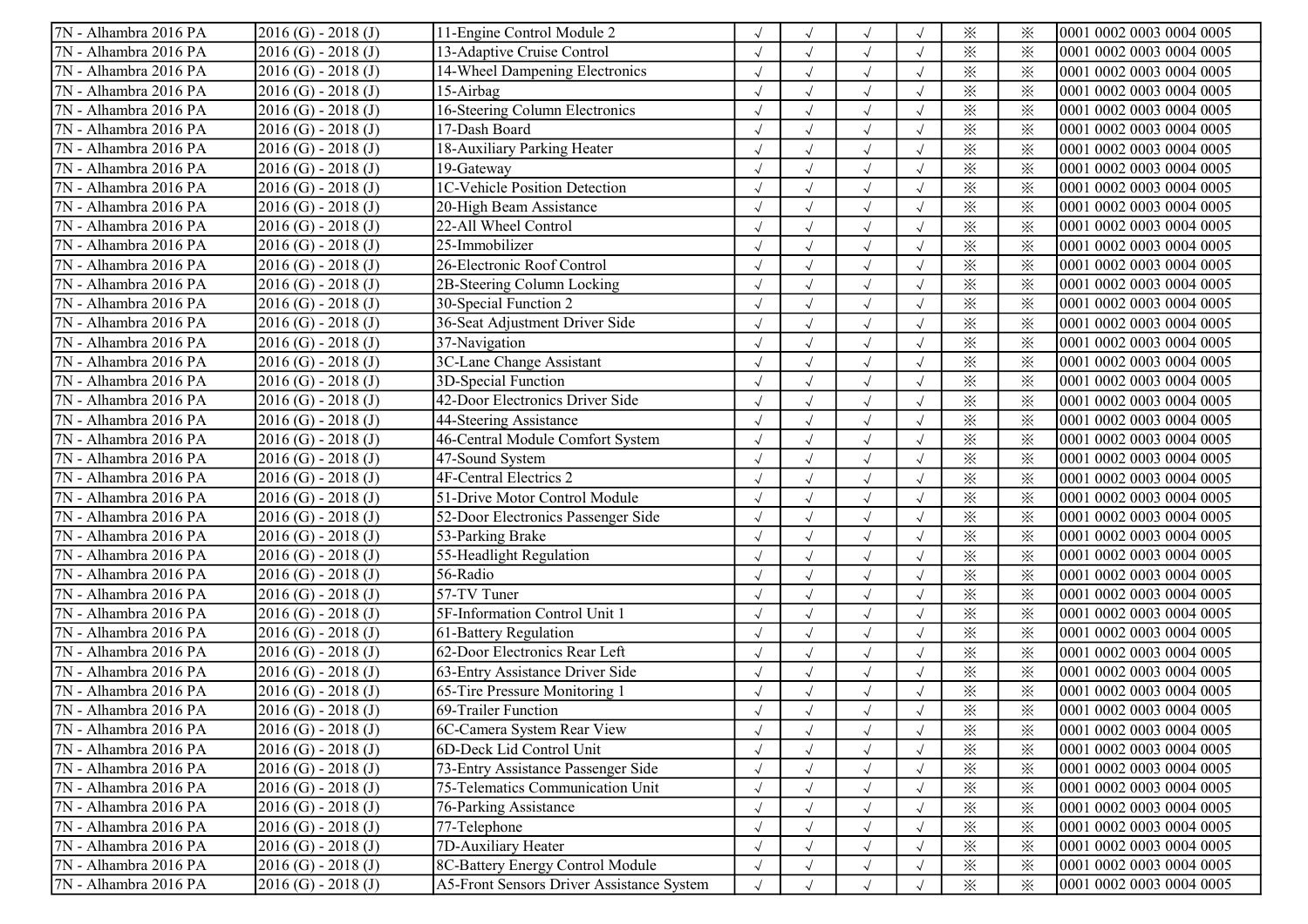| | | | | | | | | | |
|---|---|---|---|---|---|---|---|---|---|
| 7N - Alhambra 2016 PA | 2016 (G) - 2018 (J) | 11-Engine Control Module 2 | √ | √ | √ | √ | ※ | ※ | 0001 0002 0003 0004 0005 |
| 7N - Alhambra 2016 PA | 2016 (G) - 2018 (J) | 13-Adaptive Cruise Control | √ | √ | √ | √ | ※ | ※ | 0001 0002 0003 0004 0005 |
| 7N - Alhambra 2016 PA | 2016 (G) - 2018 (J) | 14-Wheel Dampening Electronics | √ | √ | √ | √ | ※ | ※ | 0001 0002 0003 0004 0005 |
| 7N - Alhambra 2016 PA | 2016 (G) - 2018 (J) | 15-Airbag | √ | √ | √ | √ | ※ | ※ | 0001 0002 0003 0004 0005 |
| 7N - Alhambra 2016 PA | 2016 (G) - 2018 (J) | 16-Steering Column Electronics | √ | √ | √ | √ | ※ | ※ | 0001 0002 0003 0004 0005 |
| 7N - Alhambra 2016 PA | 2016 (G) - 2018 (J) | 17-Dash Board | √ | √ | √ | √ | ※ | ※ | 0001 0002 0003 0004 0005 |
| 7N - Alhambra 2016 PA | 2016 (G) - 2018 (J) | 18-Auxiliary Parking Heater | √ | √ | √ | √ | ※ | ※ | 0001 0002 0003 0004 0005 |
| 7N - Alhambra 2016 PA | 2016 (G) - 2018 (J) | 19-Gateway | √ | √ | √ | √ | ※ | ※ | 0001 0002 0003 0004 0005 |
| 7N - Alhambra 2016 PA | 2016 (G) - 2018 (J) | 1C-Vehicle Position Detection | √ | √ | √ | √ | ※ | ※ | 0001 0002 0003 0004 0005 |
| 7N - Alhambra 2016 PA | 2016 (G) - 2018 (J) | 20-High Beam Assistance | √ | √ | √ | √ | ※ | ※ | 0001 0002 0003 0004 0005 |
| 7N - Alhambra 2016 PA | 2016 (G) - 2018 (J) | 22-All Wheel Control | √ | √ | √ | √ | ※ | ※ | 0001 0002 0003 0004 0005 |
| 7N - Alhambra 2016 PA | 2016 (G) - 2018 (J) | 25-Immobilizer | √ | √ | √ | √ | ※ | ※ | 0001 0002 0003 0004 0005 |
| 7N - Alhambra 2016 PA | 2016 (G) - 2018 (J) | 26-Electronic Roof Control | √ | √ | √ | √ | ※ | ※ | 0001 0002 0003 0004 0005 |
| 7N - Alhambra 2016 PA | 2016 (G) - 2018 (J) | 2B-Steering Column Locking | √ | √ | √ | √ | ※ | ※ | 0001 0002 0003 0004 0005 |
| 7N - Alhambra 2016 PA | 2016 (G) - 2018 (J) | 30-Special Function 2 | √ | √ | √ | √ | ※ | ※ | 0001 0002 0003 0004 0005 |
| 7N - Alhambra 2016 PA | 2016 (G) - 2018 (J) | 36-Seat Adjustment Driver Side | √ | √ | √ | √ | ※ | ※ | 0001 0002 0003 0004 0005 |
| 7N - Alhambra 2016 PA | 2016 (G) - 2018 (J) | 37-Navigation | √ | √ | √ | √ | ※ | ※ | 0001 0002 0003 0004 0005 |
| 7N - Alhambra 2016 PA | 2016 (G) - 2018 (J) | 3C-Lane Change Assistant | √ | √ | √ | √ | ※ | ※ | 0001 0002 0003 0004 0005 |
| 7N - Alhambra 2016 PA | 2016 (G) - 2018 (J) | 3D-Special Function | √ | √ | √ | √ | ※ | ※ | 0001 0002 0003 0004 0005 |
| 7N - Alhambra 2016 PA | 2016 (G) - 2018 (J) | 42-Door Electronics Driver Side | √ | √ | √ | √ | ※ | ※ | 0001 0002 0003 0004 0005 |
| 7N - Alhambra 2016 PA | 2016 (G) - 2018 (J) | 44-Steering Assistance | √ | √ | √ | √ | ※ | ※ | 0001 0002 0003 0004 0005 |
| 7N - Alhambra 2016 PA | 2016 (G) - 2018 (J) | 46-Central Module Comfort System | √ | √ | √ | √ | ※ | ※ | 0001 0002 0003 0004 0005 |
| 7N - Alhambra 2016 PA | 2016 (G) - 2018 (J) | 47-Sound System | √ | √ | √ | √ | ※ | ※ | 0001 0002 0003 0004 0005 |
| 7N - Alhambra 2016 PA | 2016 (G) - 2018 (J) | 4F-Central Electrics 2 | √ | √ | √ | √ | ※ | ※ | 0001 0002 0003 0004 0005 |
| 7N - Alhambra 2016 PA | 2016 (G) - 2018 (J) | 51-Drive Motor Control Module | √ | √ | √ | √ | ※ | ※ | 0001 0002 0003 0004 0005 |
| 7N - Alhambra 2016 PA | 2016 (G) - 2018 (J) | 52-Door Electronics Passenger Side | √ | √ | √ | √ | ※ | ※ | 0001 0002 0003 0004 0005 |
| 7N - Alhambra 2016 PA | 2016 (G) - 2018 (J) | 53-Parking Brake | √ | √ | √ | √ | ※ | ※ | 0001 0002 0003 0004 0005 |
| 7N - Alhambra 2016 PA | 2016 (G) - 2018 (J) | 55-Headlight Regulation | √ | √ | √ | √ | ※ | ※ | 0001 0002 0003 0004 0005 |
| 7N - Alhambra 2016 PA | 2016 (G) - 2018 (J) | 56-Radio | √ | √ | √ | √ | ※ | ※ | 0001 0002 0003 0004 0005 |
| 7N - Alhambra 2016 PA | 2016 (G) - 2018 (J) | 57-TV Tuner | √ | √ | √ | √ | ※ | ※ | 0001 0002 0003 0004 0005 |
| 7N - Alhambra 2016 PA | 2016 (G) - 2018 (J) | 5F-Information Control Unit 1 | √ | √ | √ | √ | ※ | ※ | 0001 0002 0003 0004 0005 |
| 7N - Alhambra 2016 PA | 2016 (G) - 2018 (J) | 61-Battery Regulation | √ | √ | √ | √ | ※ | ※ | 0001 0002 0003 0004 0005 |
| 7N - Alhambra 2016 PA | 2016 (G) - 2018 (J) | 62-Door Electronics Rear Left | √ | √ | √ | √ | ※ | ※ | 0001 0002 0003 0004 0005 |
| 7N - Alhambra 2016 PA | 2016 (G) - 2018 (J) | 63-Entry Assistance Driver Side | √ | √ | √ | √ | ※ | ※ | 0001 0002 0003 0004 0005 |
| 7N - Alhambra 2016 PA | 2016 (G) - 2018 (J) | 65-Tire Pressure Monitoring 1 | √ | √ | √ | √ | ※ | ※ | 0001 0002 0003 0004 0005 |
| 7N - Alhambra 2016 PA | 2016 (G) - 2018 (J) | 69-Trailer Function | √ | √ | √ | √ | ※ | ※ | 0001 0002 0003 0004 0005 |
| 7N - Alhambra 2016 PA | 2016 (G) - 2018 (J) | 6C-Camera System Rear View | √ | √ | √ | √ | ※ | ※ | 0001 0002 0003 0004 0005 |
| 7N - Alhambra 2016 PA | 2016 (G) - 2018 (J) | 6D-Deck Lid Control Unit | √ | √ | √ | √ | ※ | ※ | 0001 0002 0003 0004 0005 |
| 7N - Alhambra 2016 PA | 2016 (G) - 2018 (J) | 73-Entry Assistance Passenger Side | √ | √ | √ | √ | ※ | ※ | 0001 0002 0003 0004 0005 |
| 7N - Alhambra 2016 PA | 2016 (G) - 2018 (J) | 75-Telematics Communication Unit | √ | √ | √ | √ | ※ | ※ | 0001 0002 0003 0004 0005 |
| 7N - Alhambra 2016 PA | 2016 (G) - 2018 (J) | 76-Parking Assistance | √ | √ | √ | √ | ※ | ※ | 0001 0002 0003 0004 0005 |
| 7N - Alhambra 2016 PA | 2016 (G) - 2018 (J) | 77-Telephone | √ | √ | √ | √ | ※ | ※ | 0001 0002 0003 0004 0005 |
| 7N - Alhambra 2016 PA | 2016 (G) - 2018 (J) | 7D-Auxiliary Heater | √ | √ | √ | √ | ※ | ※ | 0001 0002 0003 0004 0005 |
| 7N - Alhambra 2016 PA | 2016 (G) - 2018 (J) | 8C-Battery Energy Control Module | √ | √ | √ | √ | ※ | ※ | 0001 0002 0003 0004 0005 |
| 7N - Alhambra 2016 PA | 2016 (G) - 2018 (J) | A5-Front Sensors Driver Assistance System | √ | √ | √ | √ | ※ | ※ | 0001 0002 0003 0004 0005 |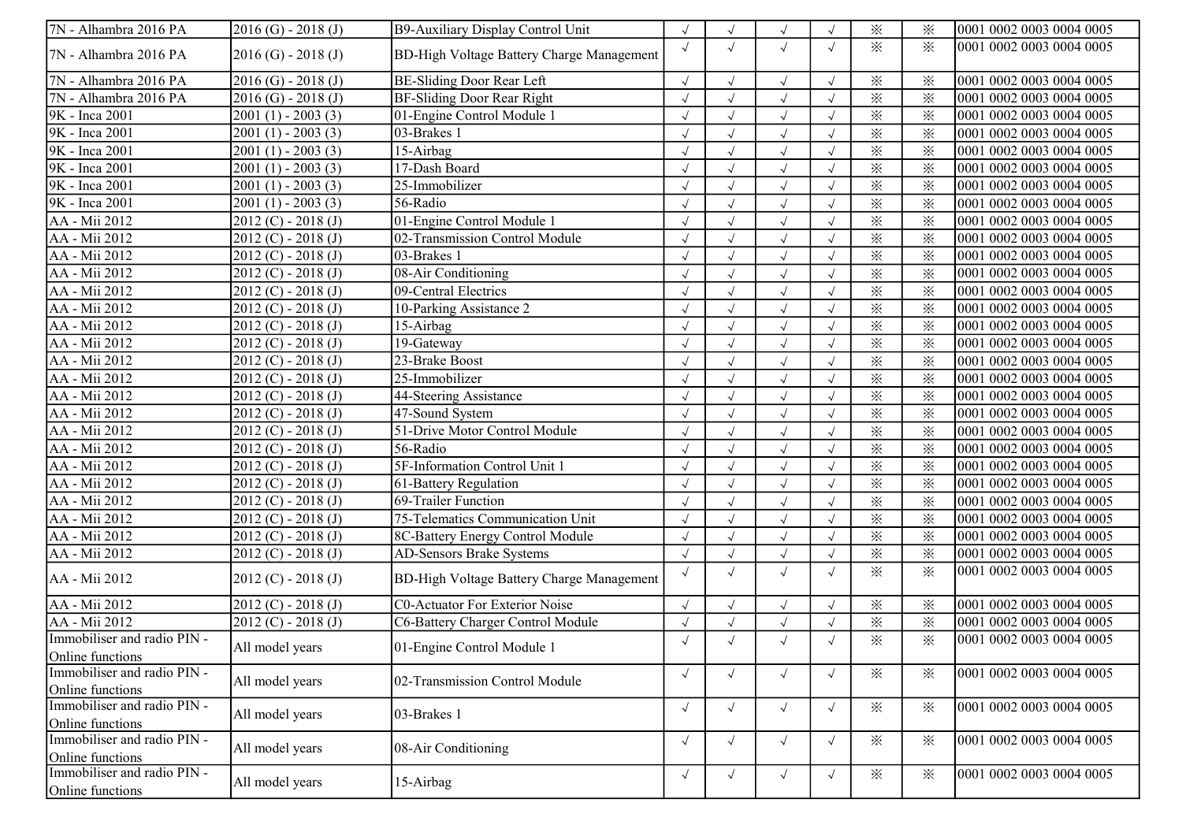| | | | | | | | | | |
|---|---|---|---|---|---|---|---|---|---|
| 7N - Alhambra 2016 PA | 2016 (G) - 2018 (J) | B9-Auxiliary Display Control Unit | √ | √ | √ | √ | ※ | ※ | 0001 0002 0003 0004 0005 |
| 7N - Alhambra 2016 PA | 2016 (G) - 2018 (J) | BD-High Voltage Battery Charge Management | √ | √ | √ | √ | ※ | ※ | 0001 0002 0003 0004 0005 |
| 7N - Alhambra 2016 PA | 2016 (G) - 2018 (J) | BE-Sliding Door Rear Left | √ | √ | √ | √ | ※ | ※ | 0001 0002 0003 0004 0005 |
| 7N - Alhambra 2016 PA | 2016 (G) - 2018 (J) | BF-Sliding Door Rear Right | √ | √ | √ | √ | ※ | ※ | 0001 0002 0003 0004 0005 |
| 9K - Inca 2001 | 2001 (1) - 2003 (3) | 01-Engine Control Module 1 | √ | √ | √ | √ | ※ | ※ | 0001 0002 0003 0004 0005 |
| 9K - Inca 2001 | 2001 (1) - 2003 (3) | 03-Brakes 1 | √ | √ | √ | √ | ※ | ※ | 0001 0002 0003 0004 0005 |
| 9K - Inca 2001 | 2001 (1) - 2003 (3) | 15-Airbag | √ | √ | √ | √ | ※ | ※ | 0001 0002 0003 0004 0005 |
| 9K - Inca 2001 | 2001 (1) - 2003 (3) | 17-Dash Board | √ | √ | √ | √ | ※ | ※ | 0001 0002 0003 0004 0005 |
| 9K - Inca 2001 | 2001 (1) - 2003 (3) | 25-Immobilizer | √ | √ | √ | √ | ※ | ※ | 0001 0002 0003 0004 0005 |
| 9K - Inca 2001 | 2001 (1) - 2003 (3) | 56-Radio | √ | √ | √ | √ | ※ | ※ | 0001 0002 0003 0004 0005 |
| AA - Mii 2012 | 2012 (C) - 2018 (J) | 01-Engine Control Module 1 | √ | √ | √ | √ | ※ | ※ | 0001 0002 0003 0004 0005 |
| AA - Mii 2012 | 2012 (C) - 2018 (J) | 02-Transmission Control Module | √ | √ | √ | √ | ※ | ※ | 0001 0002 0003 0004 0005 |
| AA - Mii 2012 | 2012 (C) - 2018 (J) | 03-Brakes 1 | √ | √ | √ | √ | ※ | ※ | 0001 0002 0003 0004 0005 |
| AA - Mii 2012 | 2012 (C) - 2018 (J) | 08-Air Conditioning | √ | √ | √ | √ | ※ | ※ | 0001 0002 0003 0004 0005 |
| AA - Mii 2012 | 2012 (C) - 2018 (J) | 09-Central Electrics | √ | √ | √ | √ | ※ | ※ | 0001 0002 0003 0004 0005 |
| AA - Mii 2012 | 2012 (C) - 2018 (J) | 10-Parking Assistance 2 | √ | √ | √ | √ | ※ | ※ | 0001 0002 0003 0004 0005 |
| AA - Mii 2012 | 2012 (C) - 2018 (J) | 15-Airbag | √ | √ | √ | √ | ※ | ※ | 0001 0002 0003 0004 0005 |
| AA - Mii 2012 | 2012 (C) - 2018 (J) | 19-Gateway | √ | √ | √ | √ | ※ | ※ | 0001 0002 0003 0004 0005 |
| AA - Mii 2012 | 2012 (C) - 2018 (J) | 23-Brake Boost | √ | √ | √ | √ | ※ | ※ | 0001 0002 0003 0004 0005 |
| AA - Mii 2012 | 2012 (C) - 2018 (J) | 25-Immobilizer | √ | √ | √ | √ | ※ | ※ | 0001 0002 0003 0004 0005 |
| AA - Mii 2012 | 2012 (C) - 2018 (J) | 44-Steering Assistance | √ | √ | √ | √ | ※ | ※ | 0001 0002 0003 0004 0005 |
| AA - Mii 2012 | 2012 (C) - 2018 (J) | 47-Sound System | √ | √ | √ | √ | ※ | ※ | 0001 0002 0003 0004 0005 |
| AA - Mii 2012 | 2012 (C) - 2018 (J) | 51-Drive Motor Control Module | √ | √ | √ | √ | ※ | ※ | 0001 0002 0003 0004 0005 |
| AA - Mii 2012 | 2012 (C) - 2018 (J) | 56-Radio | √ | √ | √ | √ | ※ | ※ | 0001 0002 0003 0004 0005 |
| AA - Mii 2012 | 2012 (C) - 2018 (J) | 5F-Information Control Unit 1 | √ | √ | √ | √ | ※ | ※ | 0001 0002 0003 0004 0005 |
| AA - Mii 2012 | 2012 (C) - 2018 (J) | 61-Battery Regulation | √ | √ | √ | √ | ※ | ※ | 0001 0002 0003 0004 0005 |
| AA - Mii 2012 | 2012 (C) - 2018 (J) | 69-Trailer Function | √ | √ | √ | √ | ※ | ※ | 0001 0002 0003 0004 0005 |
| AA - Mii 2012 | 2012 (C) - 2018 (J) | 75-Telematics Communication Unit | √ | √ | √ | √ | ※ | ※ | 0001 0002 0003 0004 0005 |
| AA - Mii 2012 | 2012 (C) - 2018 (J) | 8C-Battery Energy Control Module | √ | √ | √ | √ | ※ | ※ | 0001 0002 0003 0004 0005 |
| AA - Mii 2012 | 2012 (C) - 2018 (J) | AD-Sensors Brake Systems | √ | √ | √ | √ | ※ | ※ | 0001 0002 0003 0004 0005 |
| AA - Mii 2012 | 2012 (C) - 2018 (J) | BD-High Voltage Battery Charge Management | √ | √ | √ | √ | ※ | ※ | 0001 0002 0003 0004 0005 |
| AA - Mii 2012 | 2012 (C) - 2018 (J) | C0-Actuator For Exterior Noise | √ | √ | √ | √ | ※ | ※ | 0001 0002 0003 0004 0005 |
| AA - Mii 2012 | 2012 (C) - 2018 (J) | C6-Battery Charger Control Module | √ | √ | √ | √ | ※ | ※ | 0001 0002 0003 0004 0005 |
| Immobiliser and radio PIN - Online functions | All model years | 01-Engine Control Module 1 | √ | √ | √ | √ | ※ | ※ | 0001 0002 0003 0004 0005 |
| Immobiliser and radio PIN - Online functions | All model years | 02-Transmission Control Module | √ | √ | √ | √ | ※ | ※ | 0001 0002 0003 0004 0005 |
| Immobiliser and radio PIN - Online functions | All model years | 03-Brakes 1 | √ | √ | √ | √ | ※ | ※ | 0001 0002 0003 0004 0005 |
| Immobiliser and radio PIN - Online functions | All model years | 08-Air Conditioning | √ | √ | √ | √ | ※ | ※ | 0001 0002 0003 0004 0005 |
| Immobiliser and radio PIN - Online functions | All model years | 15-Airbag | √ | √ | √ | √ | ※ | ※ | 0001 0002 0003 0004 0005 |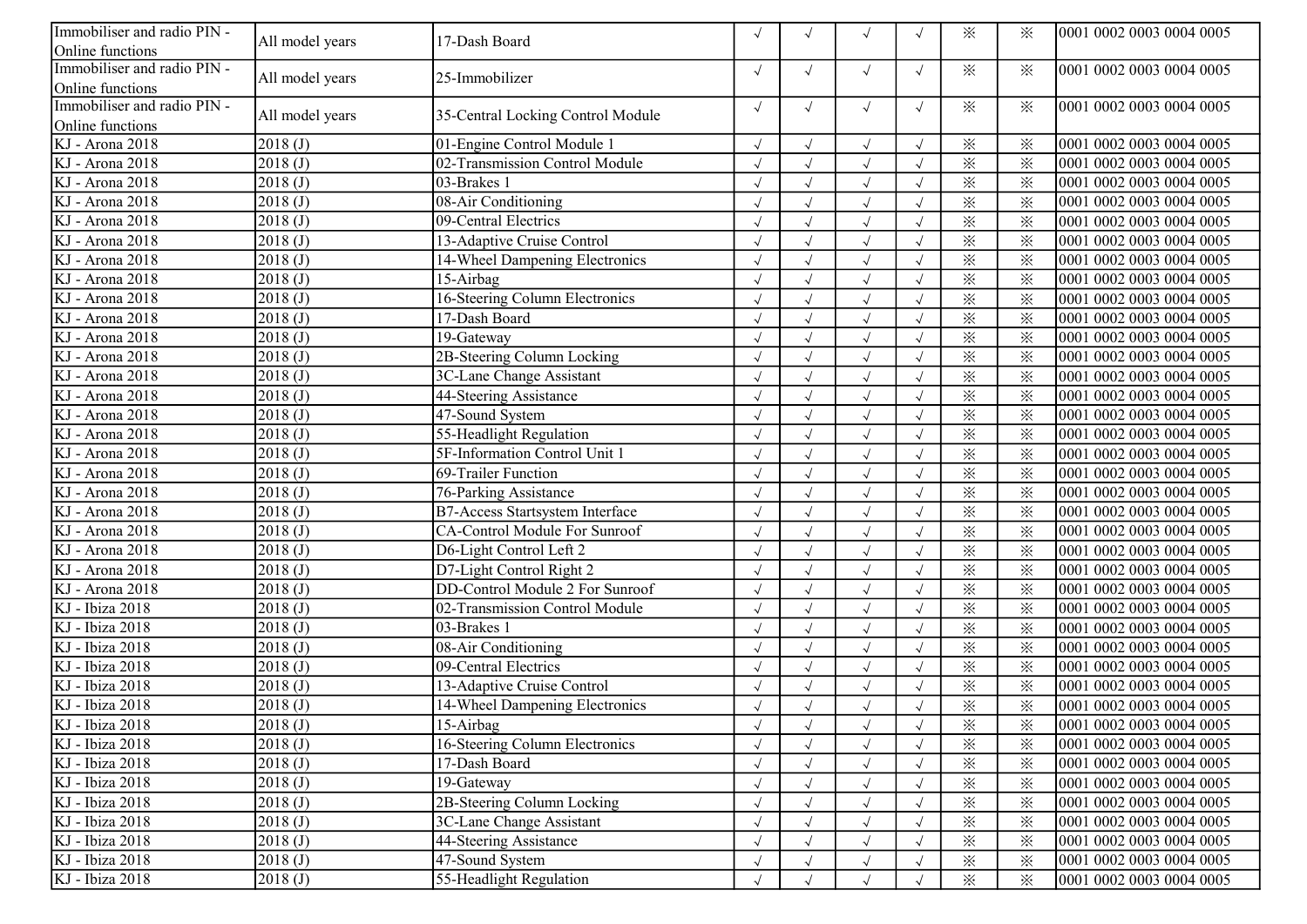| Immobiliser and radio PIN - Online functions | All model years | 17-Dash Board | √ | √ | √ | √ | ※ | ※ | 0001 0002 0003 0004 0005 |
|---|---|---|---|---|---|---|---|---|---|
| Immobiliser and radio PIN - Online functions | All model years | 25-Immobilizer | √ | √ | √ | √ | ※ | ※ | 0001 0002 0003 0004 0005 |
| Immobiliser and radio PIN - Online functions | All model years | 35-Central Locking Control Module | √ | √ | √ | √ | ※ | ※ | 0001 0002 0003 0004 0005 |
| KJ - Arona 2018 | 2018 (J) | 01-Engine Control Module 1 | √ | √ | √ | √ | ※ | ※ | 0001 0002 0003 0004 0005 |
| KJ - Arona 2018 | 2018 (J) | 02-Transmission Control Module | √ | √ | √ | √ | ※ | ※ | 0001 0002 0003 0004 0005 |
| KJ - Arona 2018 | 2018 (J) | 03-Brakes 1 | √ | √ | √ | √ | ※ | ※ | 0001 0002 0003 0004 0005 |
| KJ - Arona 2018 | 2018 (J) | 08-Air Conditioning | √ | √ | √ | √ | ※ | ※ | 0001 0002 0003 0004 0005 |
| KJ - Arona 2018 | 2018 (J) | 09-Central Electrics | √ | √ | √ | √ | ※ | ※ | 0001 0002 0003 0004 0005 |
| KJ - Arona 2018 | 2018 (J) | 13-Adaptive Cruise Control | √ | √ | √ | √ | ※ | ※ | 0001 0002 0003 0004 0005 |
| KJ - Arona 2018 | 2018 (J) | 14-Wheel Dampening Electronics | √ | √ | √ | √ | ※ | ※ | 0001 0002 0003 0004 0005 |
| KJ - Arona 2018 | 2018 (J) | 15-Airbag | √ | √ | √ | √ | ※ | ※ | 0001 0002 0003 0004 0005 |
| KJ - Arona 2018 | 2018 (J) | 16-Steering Column Electronics | √ | √ | √ | √ | ※ | ※ | 0001 0002 0003 0004 0005 |
| KJ - Arona 2018 | 2018 (J) | 17-Dash Board | √ | √ | √ | √ | ※ | ※ | 0001 0002 0003 0004 0005 |
| KJ - Arona 2018 | 2018 (J) | 19-Gateway | √ | √ | √ | √ | ※ | ※ | 0001 0002 0003 0004 0005 |
| KJ - Arona 2018 | 2018 (J) | 2B-Steering Column Locking | √ | √ | √ | √ | ※ | ※ | 0001 0002 0003 0004 0005 |
| KJ - Arona 2018 | 2018 (J) | 3C-Lane Change Assistant | √ | √ | √ | √ | ※ | ※ | 0001 0002 0003 0004 0005 |
| KJ - Arona 2018 | 2018 (J) | 44-Steering Assistance | √ | √ | √ | √ | ※ | ※ | 0001 0002 0003 0004 0005 |
| KJ - Arona 2018 | 2018 (J) | 47-Sound System | √ | √ | √ | √ | ※ | ※ | 0001 0002 0003 0004 0005 |
| KJ - Arona 2018 | 2018 (J) | 55-Headlight Regulation | √ | √ | √ | √ | ※ | ※ | 0001 0002 0003 0004 0005 |
| KJ - Arona 2018 | 2018 (J) | 5F-Information Control Unit 1 | √ | √ | √ | √ | ※ | ※ | 0001 0002 0003 0004 0005 |
| KJ - Arona 2018 | 2018 (J) | 69-Trailer Function | √ | √ | √ | √ | ※ | ※ | 0001 0002 0003 0004 0005 |
| KJ - Arona 2018 | 2018 (J) | 76-Parking Assistance | √ | √ | √ | √ | ※ | ※ | 0001 0002 0003 0004 0005 |
| KJ - Arona 2018 | 2018 (J) | B7-Access Startsystem Interface | √ | √ | √ | √ | ※ | ※ | 0001 0002 0003 0004 0005 |
| KJ - Arona 2018 | 2018 (J) | CA-Control Module For Sunroof | √ | √ | √ | √ | ※ | ※ | 0001 0002 0003 0004 0005 |
| KJ - Arona 2018 | 2018 (J) | D6-Light Control Left 2 | √ | √ | √ | √ | ※ | ※ | 0001 0002 0003 0004 0005 |
| KJ - Arona 2018 | 2018 (J) | D7-Light Control Right 2 | √ | √ | √ | √ | ※ | ※ | 0001 0002 0003 0004 0005 |
| KJ - Arona 2018 | 2018 (J) | DD-Control Module 2 For Sunroof | √ | √ | √ | √ | ※ | ※ | 0001 0002 0003 0004 0005 |
| KJ - Ibiza 2018 | 2018 (J) | 02-Transmission Control Module | √ | √ | √ | √ | ※ | ※ | 0001 0002 0003 0004 0005 |
| KJ - Ibiza 2018 | 2018 (J) | 03-Brakes 1 | √ | √ | √ | √ | ※ | ※ | 0001 0002 0003 0004 0005 |
| KJ - Ibiza 2018 | 2018 (J) | 08-Air Conditioning | √ | √ | √ | √ | ※ | ※ | 0001 0002 0003 0004 0005 |
| KJ - Ibiza 2018 | 2018 (J) | 09-Central Electrics | √ | √ | √ | √ | ※ | ※ | 0001 0002 0003 0004 0005 |
| KJ - Ibiza 2018 | 2018 (J) | 13-Adaptive Cruise Control | √ | √ | √ | √ | ※ | ※ | 0001 0002 0003 0004 0005 |
| KJ - Ibiza 2018 | 2018 (J) | 14-Wheel Dampening Electronics | √ | √ | √ | √ | ※ | ※ | 0001 0002 0003 0004 0005 |
| KJ - Ibiza 2018 | 2018 (J) | 15-Airbag | √ | √ | √ | √ | ※ | ※ | 0001 0002 0003 0004 0005 |
| KJ - Ibiza 2018 | 2018 (J) | 16-Steering Column Electronics | √ | √ | √ | √ | ※ | ※ | 0001 0002 0003 0004 0005 |
| KJ - Ibiza 2018 | 2018 (J) | 17-Dash Board | √ | √ | √ | √ | ※ | ※ | 0001 0002 0003 0004 0005 |
| KJ - Ibiza 2018 | 2018 (J) | 19-Gateway | √ | √ | √ | √ | ※ | ※ | 0001 0002 0003 0004 0005 |
| KJ - Ibiza 2018 | 2018 (J) | 2B-Steering Column Locking | √ | √ | √ | √ | ※ | ※ | 0001 0002 0003 0004 0005 |
| KJ - Ibiza 2018 | 2018 (J) | 3C-Lane Change Assistant | √ | √ | √ | √ | ※ | ※ | 0001 0002 0003 0004 0005 |
| KJ - Ibiza 2018 | 2018 (J) | 44-Steering Assistance | √ | √ | √ | √ | ※ | ※ | 0001 0002 0003 0004 0005 |
| KJ - Ibiza 2018 | 2018 (J) | 47-Sound System | √ | √ | √ | √ | ※ | ※ | 0001 0002 0003 0004 0005 |
| KJ - Ibiza 2018 | 2018 (J) | 55-Headlight Regulation | √ | √ | √ | √ | ※ | ※ | 0001 0002 0003 0004 0005 |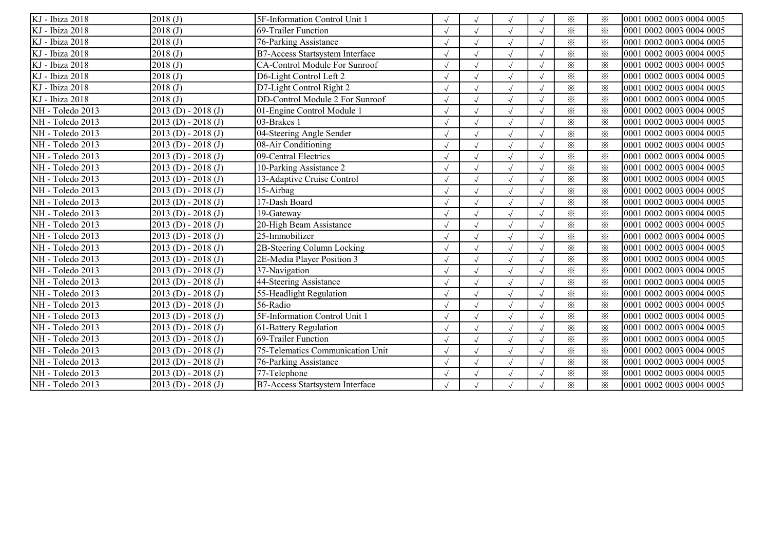| | | | | | | | | | |
|---|---|---|---|---|---|---|---|---|---|
| KJ - Ibiza 2018 | 2018 (J) | 5F-Information Control Unit 1 | √ | √ | √ | √ | ※ | ※ | 0001 0002 0003 0004 0005 |
| KJ - Ibiza 2018 | 2018 (J) | 69-Trailer Function | √ | √ | √ | √ | ※ | ※ | 0001 0002 0003 0004 0005 |
| KJ - Ibiza 2018 | 2018 (J) | 76-Parking Assistance | √ | √ | √ | √ | ※ | ※ | 0001 0002 0003 0004 0005 |
| KJ - Ibiza 2018 | 2018 (J) | B7-Access Startsystem Interface | √ | √ | √ | √ | ※ | ※ | 0001 0002 0003 0004 0005 |
| KJ - Ibiza 2018 | 2018 (J) | CA-Control Module For Sunroof | √ | √ | √ | √ | ※ | ※ | 0001 0002 0003 0004 0005 |
| KJ - Ibiza 2018 | 2018 (J) | D6-Light Control Left 2 | √ | √ | √ | √ | ※ | ※ | 0001 0002 0003 0004 0005 |
| KJ - Ibiza 2018 | 2018 (J) | D7-Light Control Right 2 | √ | √ | √ | √ | ※ | ※ | 0001 0002 0003 0004 0005 |
| KJ - Ibiza 2018 | 2018 (J) | DD-Control Module 2 For Sunroof | √ | √ | √ | √ | ※ | ※ | 0001 0002 0003 0004 0005 |
| NH - Toledo 2013 | 2013 (D) - 2018 (J) | 01-Engine Control Module 1 | √ | √ | √ | √ | ※ | ※ | 0001 0002 0003 0004 0005 |
| NH - Toledo 2013 | 2013 (D) - 2018 (J) | 03-Brakes 1 | √ | √ | √ | √ | ※ | ※ | 0001 0002 0003 0004 0005 |
| NH - Toledo 2013 | 2013 (D) - 2018 (J) | 04-Steering Angle Sender | √ | √ | √ | √ | ※ | ※ | 0001 0002 0003 0004 0005 |
| NH - Toledo 2013 | 2013 (D) - 2018 (J) | 08-Air Conditioning | √ | √ | √ | √ | ※ | ※ | 0001 0002 0003 0004 0005 |
| NH - Toledo 2013 | 2013 (D) - 2018 (J) | 09-Central Electrics | √ | √ | √ | √ | ※ | ※ | 0001 0002 0003 0004 0005 |
| NH - Toledo 2013 | 2013 (D) - 2018 (J) | 10-Parking Assistance 2 | √ | √ | √ | √ | ※ | ※ | 0001 0002 0003 0004 0005 |
| NH - Toledo 2013 | 2013 (D) - 2018 (J) | 13-Adaptive Cruise Control | √ | √ | √ | √ | ※ | ※ | 0001 0002 0003 0004 0005 |
| NH - Toledo 2013 | 2013 (D) - 2018 (J) | 15-Airbag | √ | √ | √ | √ | ※ | ※ | 0001 0002 0003 0004 0005 |
| NH - Toledo 2013 | 2013 (D) - 2018 (J) | 17-Dash Board | √ | √ | √ | √ | ※ | ※ | 0001 0002 0003 0004 0005 |
| NH - Toledo 2013 | 2013 (D) - 2018 (J) | 19-Gateway | √ | √ | √ | √ | ※ | ※ | 0001 0002 0003 0004 0005 |
| NH - Toledo 2013 | 2013 (D) - 2018 (J) | 20-High Beam Assistance | √ | √ | √ | √ | ※ | ※ | 0001 0002 0003 0004 0005 |
| NH - Toledo 2013 | 2013 (D) - 2018 (J) | 25-Immobilizer | √ | √ | √ | √ | ※ | ※ | 0001 0002 0003 0004 0005 |
| NH - Toledo 2013 | 2013 (D) - 2018 (J) | 2B-Steering Column Locking | √ | √ | √ | √ | ※ | ※ | 0001 0002 0003 0004 0005 |
| NH - Toledo 2013 | 2013 (D) - 2018 (J) | 2E-Media Player Position 3 | √ | √ | √ | √ | ※ | ※ | 0001 0002 0003 0004 0005 |
| NH - Toledo 2013 | 2013 (D) - 2018 (J) | 37-Navigation | √ | √ | √ | √ | ※ | ※ | 0001 0002 0003 0004 0005 |
| NH - Toledo 2013 | 2013 (D) - 2018 (J) | 44-Steering Assistance | √ | √ | √ | √ | ※ | ※ | 0001 0002 0003 0004 0005 |
| NH - Toledo 2013 | 2013 (D) - 2018 (J) | 55-Headlight Regulation | √ | √ | √ | √ | ※ | ※ | 0001 0002 0003 0004 0005 |
| NH - Toledo 2013 | 2013 (D) - 2018 (J) | 56-Radio | √ | √ | √ | √ | ※ | ※ | 0001 0002 0003 0004 0005 |
| NH - Toledo 2013 | 2013 (D) - 2018 (J) | 5F-Information Control Unit 1 | √ | √ | √ | √ | ※ | ※ | 0001 0002 0003 0004 0005 |
| NH - Toledo 2013 | 2013 (D) - 2018 (J) | 61-Battery Regulation | √ | √ | √ | √ | ※ | ※ | 0001 0002 0003 0004 0005 |
| NH - Toledo 2013 | 2013 (D) - 2018 (J) | 69-Trailer Function | √ | √ | √ | √ | ※ | ※ | 0001 0002 0003 0004 0005 |
| NH - Toledo 2013 | 2013 (D) - 2018 (J) | 75-Telematics Communication Unit | √ | √ | √ | √ | ※ | ※ | 0001 0002 0003 0004 0005 |
| NH - Toledo 2013 | 2013 (D) - 2018 (J) | 76-Parking Assistance | √ | √ | √ | √ | ※ | ※ | 0001 0002 0003 0004 0005 |
| NH - Toledo 2013 | 2013 (D) - 2018 (J) | 77-Telephone | √ | √ | √ | √ | ※ | ※ | 0001 0002 0003 0004 0005 |
| NH - Toledo 2013 | 2013 (D) - 2018 (J) | B7-Access Startsystem Interface | √ | √ | √ | √ | ※ | ※ | 0001 0002 0003 0004 0005 |